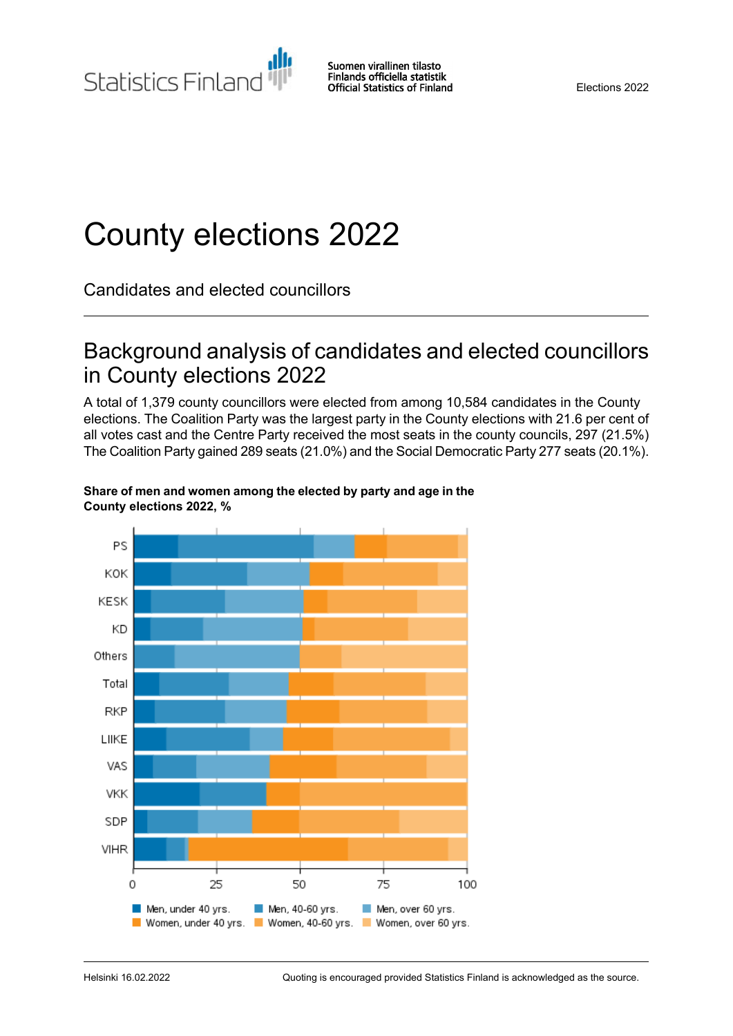# County elections 2022

Candidates and elected councillors

## Background analysis of candidates and elected councillors in County elections 2022

A total of 1,379 county councillors were elected from among 10,584 candidates in the County elections. The Coalition Party was the largest party in the County elections with 21.6 per cent of all votes cast and the Centre Party received the most seats in the county councils, 297 (21.5%) The Coalition Party gained 289 seats (21.0%) and the Social Democratic Party 277 seats (20.1%).

**Share of men and women among the elected by party and age in the County elections 2022, %**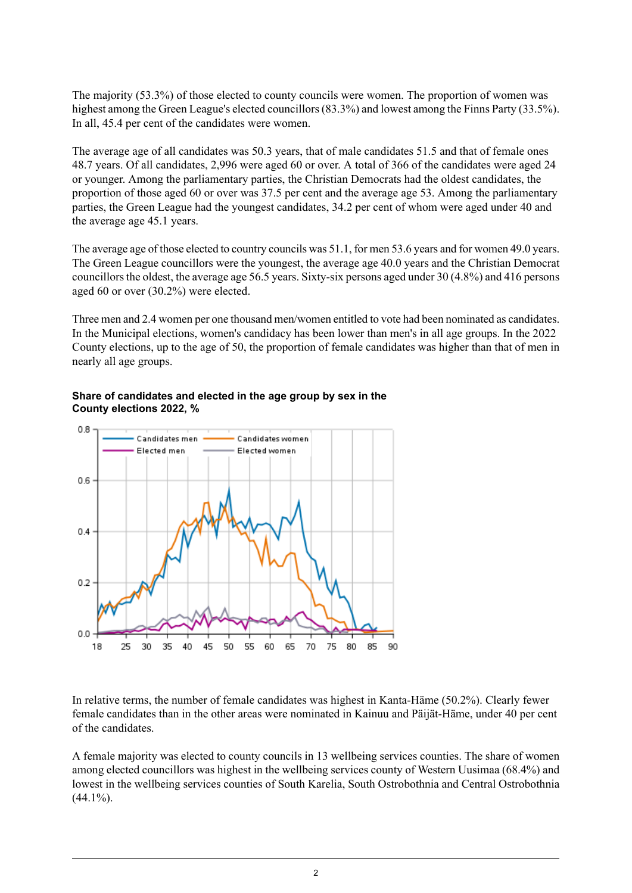The majority (53.3%) of those elected to county councils were women. The proportion of women was highest among the Green League's elected councillors (83.3%) and lowest among the Finns Party (33.5%). In all, 45.4 per cent of the candidates were women.

The average age of all candidates was 50.3 years, that of male candidates 51.5 and that of female ones 48.7 years. Of all candidates, 2,996 were aged 60 or over. A total of 366 of the candidates were aged 24 or younger. Among the parliamentary parties, the Christian Democrats had the oldest candidates, the proportion of those aged 60 or over was 37.5 per cent and the average age 53. Among the parliamentary parties, the Green League had the youngest candidates, 34.2 per cent of whom were aged under 40 and the average age 45.1 years.

The average age of those elected to country councils was 51.1, for men 53.6 years and for women 49.0 years. The Green League councillors were the youngest, the average age 40.0 years and the Christian Democrat councillors the oldest, the average age 56.5 years. Sixty-six persons aged under 30 (4.8%) and 416 persons aged 60 or over (30.2%) were elected.

Three men and 2.4 women per one thousand men/women entitled to vote had been nominated as candidates. In the Municipal elections, women's candidacy has been lower than men's in all age groups. In the 2022 County elections, up to the age of 50, the proportion of female candidates was higher than that of men in nearly all age groups.

**Share of candidates and elected in the age group by sex in the County elections 2022, %**

In relative terms, the number of female candidates was highest in Kanta-Häme (50.2%). Clearly fewer female candidates than in the other areas were nominated in Kainuu and Päijät-Häme, under 40 per cent of the candidates.

A female majority was elected to county councils in 13 wellbeing services counties. The share of women among elected councillors was highest in the wellbeing services county of Western Uusimaa (68.4%) and lowest in the wellbeing services counties of South Karelia, South Ostrobothnia and Central Ostrobothnia (44.1%).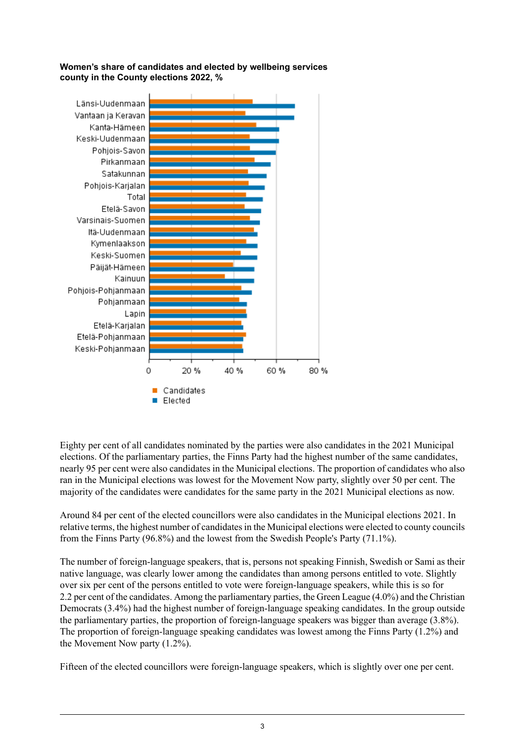**Women's share of candidates and elected by wellbeing services county in the County elections 2022, %**

Eighty per cent of all candidates nominated by the parties were also candidates in the 2021 Municipal elections. Of the parliamentary parties, the Finns Party had the highest number of the same candidates, nearly 95 per cent were also candidates in the Municipal elections. The proportion of candidates who also ran in the Municipal elections was lowest for the Movement Now party, slightly over 50 per cent. The majority of the candidates were candidates for the same party in the 2021 Municipal elections as now.

Around 84 per cent of the elected councillors were also candidates in the Municipal elections 2021. In relative terms, the highest number of candidates in the Municipal elections were elected to county councils from the Finns Party (96.8%) and the lowest from the Swedish People's Party (71.1%).

The number of foreign-language speakers, that is, persons not speaking Finnish, Swedish or Sami as their native language, was clearly lower among the candidates than among persons entitled to vote. Slightly over six per cent of the persons entitled to vote were foreign-language speakers, while this is so for 2.2 per cent of the candidates. Among the parliamentary parties, the Green League (4.0%) and the Christian Democrats (3.4%) had the highest number of foreign-language speaking candidates. In the group outside the parliamentary parties, the proportion of foreign-language speakers was bigger than average (3.8%). The proportion of foreign-language speaking candidates was lowest among the Finns Party (1.2%) and the Movement Now party (1.2%).

Fifteen of the elected councillors were foreign-language speakers, which is slightly over one per cent.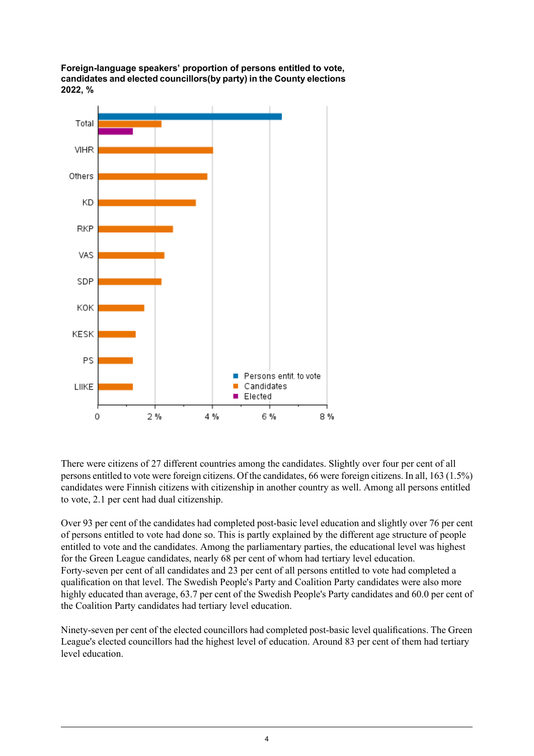**Foreign-language speakers' proportion of persons entitled to vote, candidates and elected councillors(by party) in the County elections 2022, %**

There were citizens of 27 different countries among the candidates. Slightly over four per cent of all persons entitled to vote were foreign citizens. Of the candidates, 66 were foreign citizens. In all, 163 (1.5%) candidates were Finnish citizens with citizenship in another country as well. Among all persons entitled to vote, 2.1 per cent had dual citizenship.

Over 93 per cent of the candidates had completed post-basic level education and slightly over 76 per cent of persons entitled to vote had done so. This is partly explained by the different age structure of people entitled to vote and the candidates. Among the parliamentary parties, the educational level was highest for the Green League candidates, nearly 68 per cent of whom had tertiary level education. Forty-seven per cent of all candidates and 23 per cent of all persons entitled to vote had completed a qualification on that level. The Swedish People's Party and Coalition Party candidates were also more highly educated than average, 63.7 per cent of the Swedish People's Party candidates and 60.0 per cent of the Coalition Party candidates had tertiary level education.

Ninety-seven per cent of the elected councillors had completed post-basic level qualifications. The Green League's elected councillors had the highest level of education. Around 83 per cent of them had tertiary level education.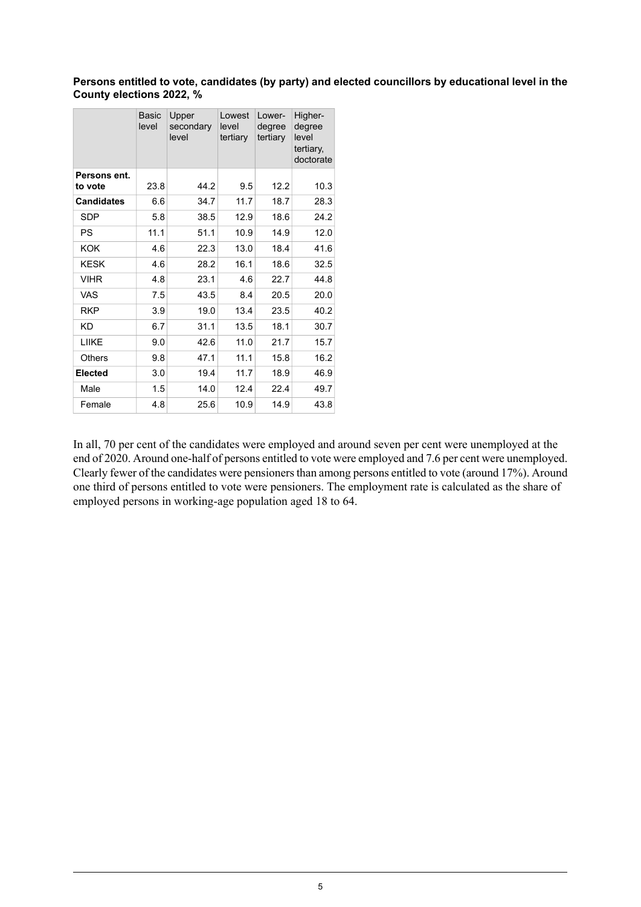**Persons entitled to vote, candidates (by party) and elected councillors by educational level in the County elections 2022, %**

| | Basic level | Upper secondary level | Lowest level tertiary | Lower-degree tertiary | Higher-degree level tertiary, doctorate |
|---|---|---|---|---|---|
| **Persons ent. to vote** | 23.8 | 44.2 | 9.5 | 12.2 | 10.3 |
| **Candidates** | 6.6 | 34.7 | 11.7 | 18.7 | 28.3 |
| SDP | 5.8 | 38.5 | 12.9 | 18.6 | 24.2 |
| PS | 11.1 | 51.1 | 10.9 | 14.9 | 12.0 |
| KOK | 4.6 | 22.3 | 13.0 | 18.4 | 41.6 |
| KESK | 4.6 | 28.2 | 16.1 | 18.6 | 32.5 |
| VIHR | 4.8 | 23.1 | 4.6 | 22.7 | 44.8 |
| VAS | 7.5 | 43.5 | 8.4 | 20.5 | 20.0 |
| RKP | 3.9 | 19.0 | 13.4 | 23.5 | 40.2 |
| KD | 6.7 | 31.1 | 13.5 | 18.1 | 30.7 |
| LIIKE | 9.0 | 42.6 | 11.0 | 21.7 | 15.7 |
| Others | 9.8 | 47.1 | 11.1 | 15.8 | 16.2 |
| **Elected** | 3.0 | 19.4 | 11.7 | 18.9 | 46.9 |
| Male | 1.5 | 14.0 | 12.4 | 22.4 | 49.7 |
| Female | 4.8 | 25.6 | 10.9 | 14.9 | 43.8 |

In all, 70 per cent of the candidates were employed and around seven per cent were unemployed at the end of 2020. Around one-half of persons entitled to vote were employed and 7.6 per cent were unemployed. Clearly fewer of the candidates were pensioners than among persons entitled to vote (around 17%). Around one third of persons entitled to vote were pensioners. The employment rate is calculated as the share of employed persons in working-age population aged 18 to 64.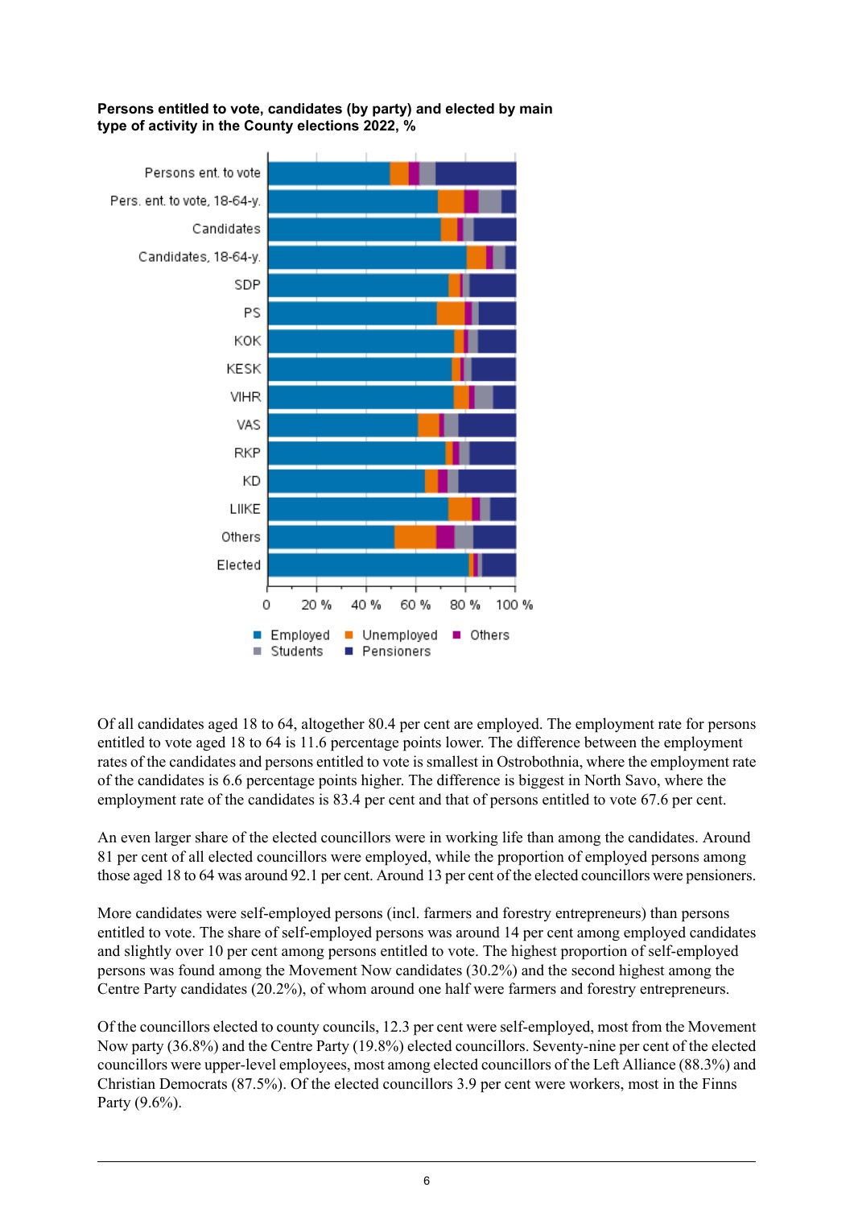**Persons entitled to vote, candidates (by party) and elected by main type of activity in the County elections 2022, %**

Of all candidates aged 18 to 64, altogether 80.4 per cent are employed. The employment rate for persons entitled to vote aged 18 to 64 is 11.6 percentage points lower. The difference between the employment rates of the candidates and persons entitled to vote is smallest in Ostrobothnia, where the employment rate of the candidates is 6.6 percentage points higher. The difference is biggest in North Savo, where the employment rate of the candidates is 83.4 per cent and that of persons entitled to vote 67.6 per cent.

An even larger share of the elected councillors were in working life than among the candidates. Around 81 per cent of all elected councillors were employed, while the proportion of employed persons among those aged 18 to 64 was around 92.1 per cent. Around 13 per cent of the elected councillors were pensioners.

More candidates were self-employed persons (incl. farmers and forestry entrepreneurs) than persons entitled to vote. The share of self-employed persons was around 14 per cent among employed candidates and slightly over 10 per cent among persons entitled to vote. The highest proportion of self-employed persons was found among the Movement Now candidates (30.2%) and the second highest among the Centre Party candidates (20.2%), of whom around one half were farmers and forestry entrepreneurs.

Of the councillors elected to county councils, 12.3 per cent were self-employed, most from the Movement Now party (36.8%) and the Centre Party (19.8%) elected councillors. Seventy-nine per cent of the elected councillors were upper-level employees, most among elected councillors of the Left Alliance (88.3%) and Christian Democrats (87.5%). Of the elected councillors 3.9 per cent were workers, most in the Finns Party (9.6%).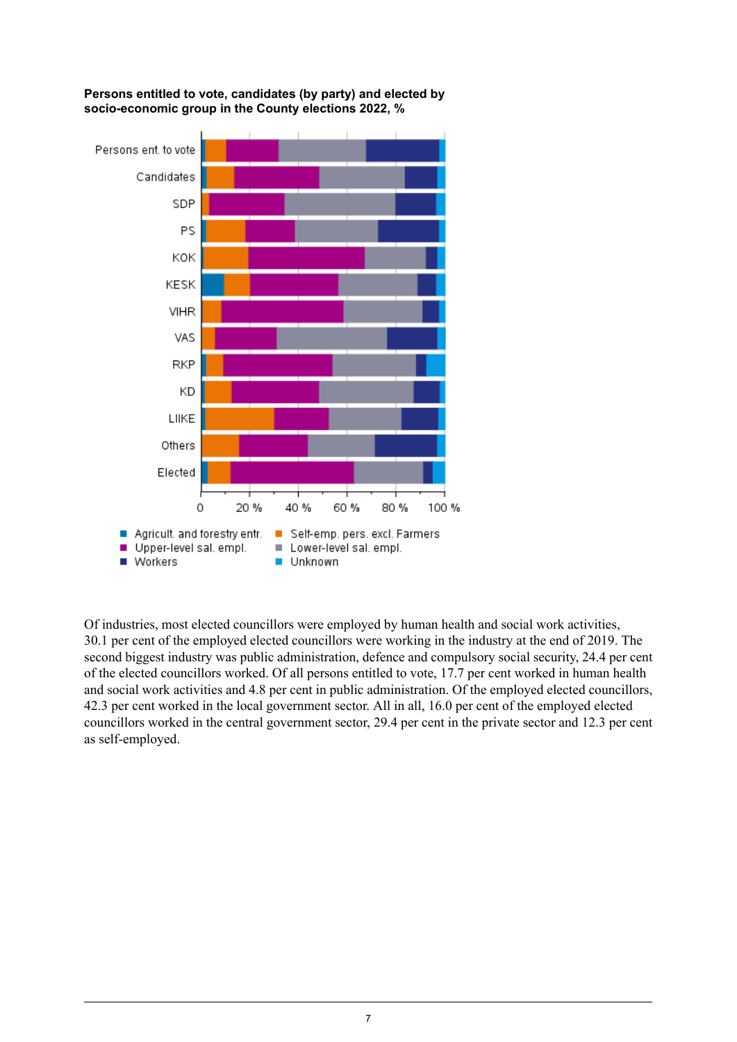**Persons entitled to vote, candidates (by party) and elected by socio-economic group in the County elections 2022, %**

Of industries, most elected councillors were employed by human health and social work activities, 30.1 per cent of the employed elected councillors were working in the industry at the end of 2019. The second biggest industry was public administration, defence and compulsory social security, 24.4 per cent of the elected councillors worked. Of all persons entitled to vote, 17.7 per cent worked in human health and social work activities and 4.8 per cent in public administration. Of the employed elected councillors, 42.3 per cent worked in the local government sector. All in all, 16.0 per cent of the employed elected councillors worked in the central government sector, 29.4 per cent in the private sector and 12.3 per cent as self-employed.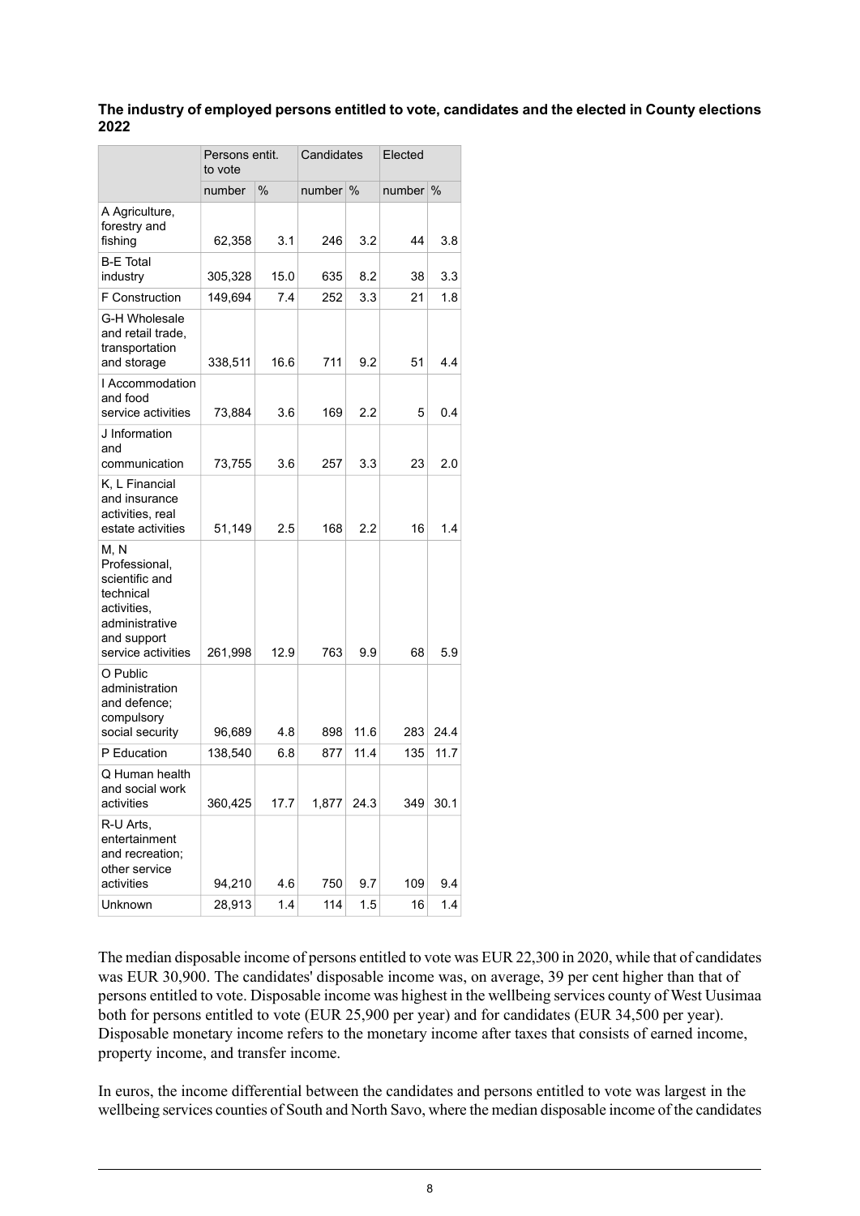**The industry of employed persons entitled to vote, candidates and the elected in County elections 2022**

| | Persons entit. to vote | | Candidates | | Elected | |
|---|---|---|---|---|---|---|
| | number | % | number | % | number | % |
| A Agriculture, forestry and fishing | 62,358 | 3.1 | 246 | 3.2 | 44 | 3.8 |
| B-E Total industry | 305,328 | 15.0 | 635 | 8.2 | 38 | 3.3 |
| F Construction | 149,694 | 7.4 | 252 | 3.3 | 21 | 1.8 |
| G-H Wholesale and retail trade, transportation and storage | 338,511 | 16.6 | 711 | 9.2 | 51 | 4.4 |
| I Accommodation and food service activities | 73,884 | 3.6 | 169 | 2.2 | 5 | 0.4 |
| J Information and communication | 73,755 | 3.6 | 257 | 3.3 | 23 | 2.0 |
| K, L Financial and insurance activities, real estate activities | 51,149 | 2.5 | 168 | 2.2 | 16 | 1.4 |
| M, N Professional, scientific and technical activities, administrative and support service activities | 261,998 | 12.9 | 763 | 9.9 | 68 | 5.9 |
| O Public administration and defence; compulsory social security | 96,689 | 4.8 | 898 | 11.6 | 283 | 24.4 |
| P Education | 138,540 | 6.8 | 877 | 11.4 | 135 | 11.7 |
| Q Human health and social work activities | 360,425 | 17.7 | 1,877 | 24.3 | 349 | 30.1 |
| R-U Arts, entertainment and recreation; other service activities | 94,210 | 4.6 | 750 | 9.7 | 109 | 9.4 |
| Unknown | 28,913 | 1.4 | 114 | 1.5 | 16 | 1.4 |

The median disposable income of persons entitled to vote was EUR 22,300 in 2020, while that of candidates was EUR 30,900. The candidates' disposable income was, on average, 39 per cent higher than that of persons entitled to vote. Disposable income was highest in the wellbeing services county of West Uusimaa both for persons entitled to vote (EUR 25,900 per year) and for candidates (EUR 34,500 per year). Disposable monetary income refers to the monetary income after taxes that consists of earned income, property income, and transfer income.

In euros, the income differential between the candidates and persons entitled to vote was largest in the wellbeing services counties of South and North Savo, where the median disposable income of the candidates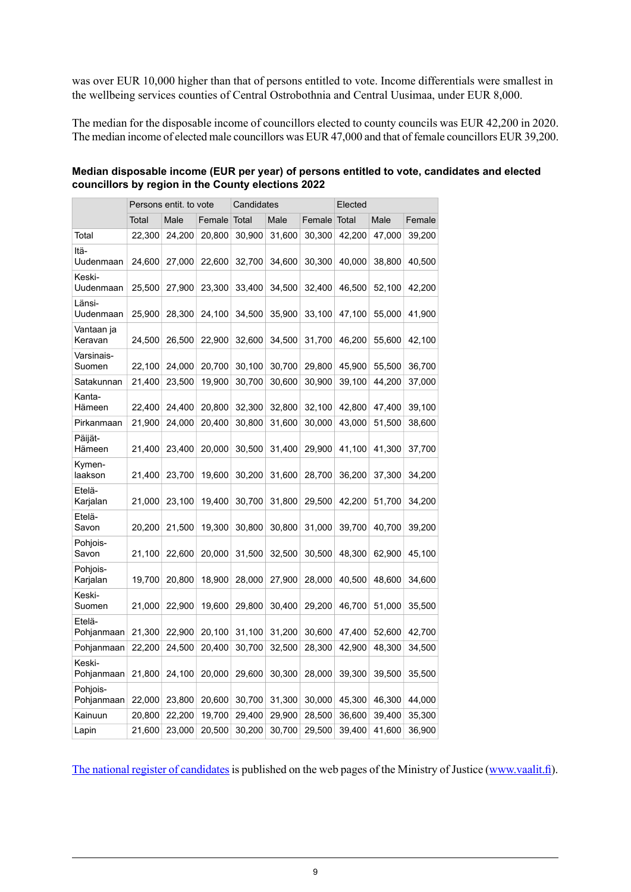was over EUR 10,000 higher than that of persons entitled to vote. Income differentials were smallest in the wellbeing services counties of Central Ostrobothnia and Central Uusimaa, under EUR 8,000.

The median for the disposable income of councillors elected to county councils was EUR 42,200 in 2020. The median income of elected male councillors was EUR 47,000 and that of female councillors EUR 39,200.

**Median disposable income (EUR per year) of persons entitled to vote, candidates and elected councillors by region in the County elections 2022**

| | Persons entit. to vote | | | Candidates | | | Elected | | |
|---|---|---|---|---|---|---|---|---|---|
| | Total | Male | Female | Total | Male | Female | Total | Male | Female |
| Total | 22,300 | 24,200 | 20,800 | 30,900 | 31,600 | 30,300 | 42,200 | 47,000 | 39,200 |
| Itä-Uudenmaan | 24,600 | 27,000 | 22,600 | 32,700 | 34,600 | 30,300 | 40,000 | 38,800 | 40,500 |
| Keski-Uudenmaan | 25,500 | 27,900 | 23,300 | 33,400 | 34,500 | 32,400 | 46,500 | 52,100 | 42,200 |
| Länsi-Uudenmaan | 25,900 | 28,300 | 24,100 | 34,500 | 35,900 | 33,100 | 47,100 | 55,000 | 41,900 |
| Vantaan ja Keravan | 24,500 | 26,500 | 22,900 | 32,600 | 34,500 | 31,700 | 46,200 | 55,600 | 42,100 |
| Varsinais-Suomen | 22,100 | 24,000 | 20,700 | 30,100 | 30,700 | 29,800 | 45,900 | 55,500 | 36,700 |
| Satakunnan | 21,400 | 23,500 | 19,900 | 30,700 | 30,600 | 30,900 | 39,100 | 44,200 | 37,000 |
| Kanta-Hämeen | 22,400 | 24,400 | 20,800 | 32,300 | 32,800 | 32,100 | 42,800 | 47,400 | 39,100 |
| Pirkanmaan | 21,900 | 24,000 | 20,400 | 30,800 | 31,600 | 30,000 | 43,000 | 51,500 | 38,600 |
| Päijät-Hämeen | 21,400 | 23,400 | 20,000 | 30,500 | 31,400 | 29,900 | 41,100 | 41,300 | 37,700 |
| Kymen-laakson | 21,400 | 23,700 | 19,600 | 30,200 | 31,600 | 28,700 | 36,200 | 37,300 | 34,200 |
| Etelä-Karjalan | 21,000 | 23,100 | 19,400 | 30,700 | 31,800 | 29,500 | 42,200 | 51,700 | 34,200 |
| Etelä-Savon | 20,200 | 21,500 | 19,300 | 30,800 | 30,800 | 31,000 | 39,700 | 40,700 | 39,200 |
| Pohjois-Savon | 21,100 | 22,600 | 20,000 | 31,500 | 32,500 | 30,500 | 48,300 | 62,900 | 45,100 |
| Pohjois-Karjalan | 19,700 | 20,800 | 18,900 | 28,000 | 27,900 | 28,000 | 40,500 | 48,600 | 34,600 |
| Keski-Suomen | 21,000 | 22,900 | 19,600 | 29,800 | 30,400 | 29,200 | 46,700 | 51,000 | 35,500 |
| Etelä-Pohjanmaan | 21,300 | 22,900 | 20,100 | 31,100 | 31,200 | 30,600 | 47,400 | 52,600 | 42,700 |
| Pohjanmaan | 22,200 | 24,500 | 20,400 | 30,700 | 32,500 | 28,300 | 42,900 | 48,300 | 34,500 |
| Keski-Pohjanmaan | 21,800 | 24,100 | 20,000 | 29,600 | 30,300 | 28,000 | 39,300 | 39,500 | 35,500 |
| Pohjois-Pohjanmaan | 22,000 | 23,800 | 20,600 | 30,700 | 31,300 | 30,000 | 45,300 | 46,300 | 44,000 |
| Kainuun | 20,800 | 22,200 | 19,700 | 29,400 | 29,900 | 28,500 | 36,600 | 39,400 | 35,300 |
| Lapin | 21,600 | 23,000 | 20,500 | 30,200 | 30,700 | 29,500 | 39,400 | 41,600 | 36,900 |

The national register of candidates is published on the web pages of the Ministry of Justice (www.vaalit.fi).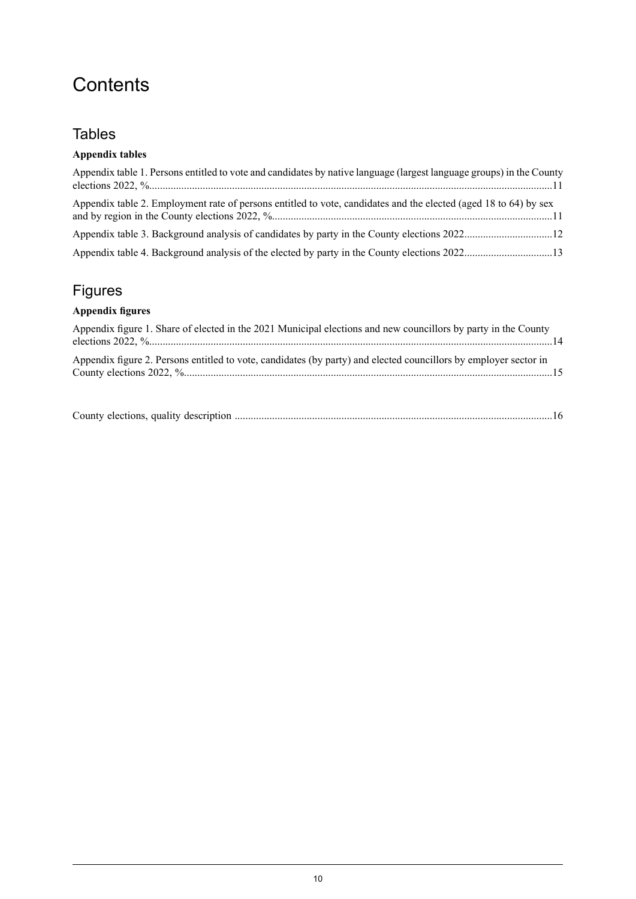# Contents

## Tables

**Appendix tables**

Appendix table 1. Persons entitled to vote and candidates by native language (largest language groups) in the County elections 2022, %.....11

Appendix table 2. Employment rate of persons entitled to vote, candidates and the elected (aged 18 to 64) by sex and by region in the County elections 2022, %.....11

Appendix table 3. Background analysis of candidates by party in the County elections 2022.....12

Appendix table 4. Background analysis of the elected by party in the County elections 2022.....13

## Figures

**Appendix figures**

Appendix figure 1. Share of elected in the 2021 Municipal elections and new councillors by party in the County elections 2022, %.....14

Appendix figure 2. Persons entitled to vote, candidates (by party) and elected councillors by employer sector in County elections 2022, %.....15

County elections, quality description .....16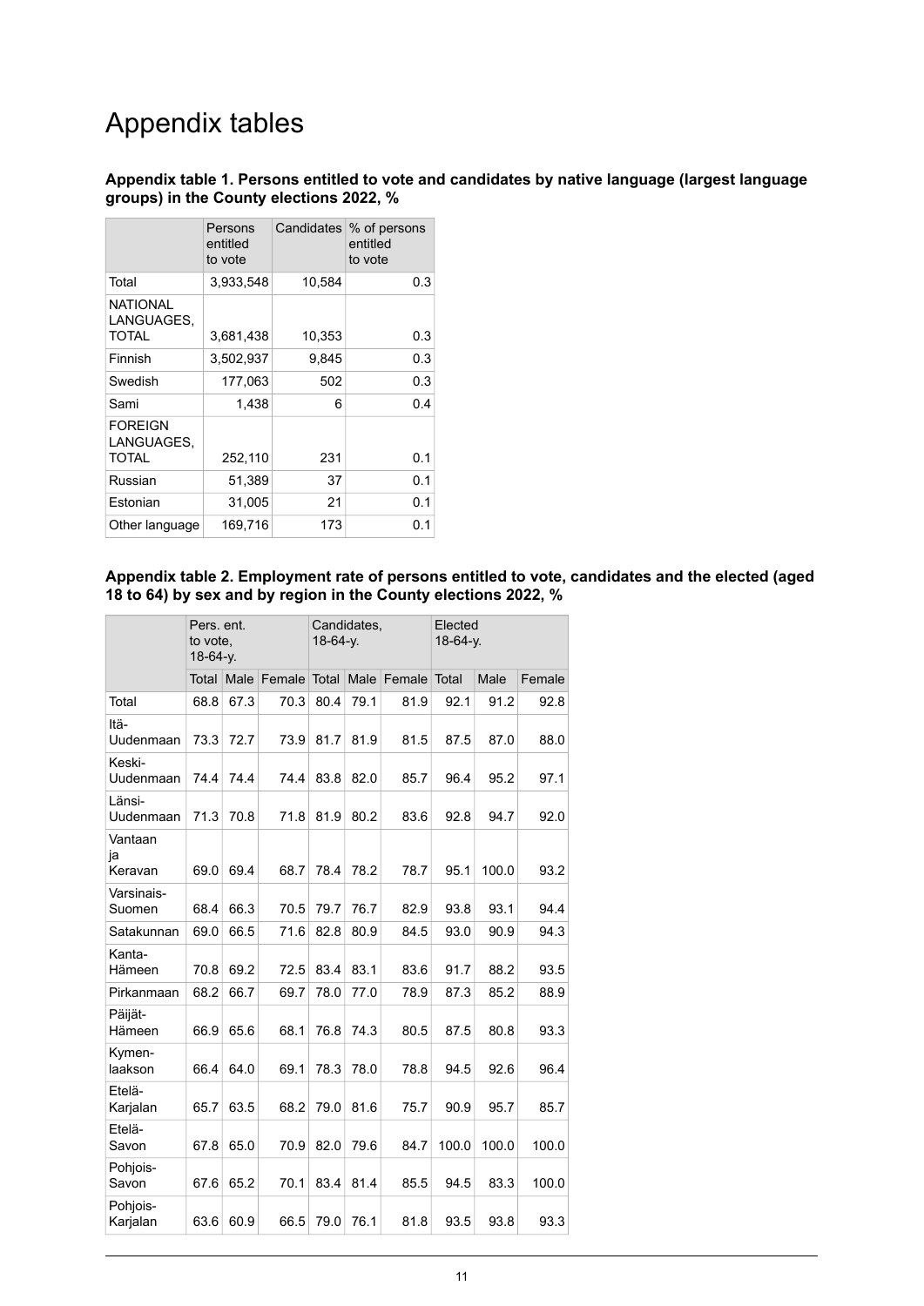# Appendix tables

**Appendix table 1. Persons entitled to vote and candidates by native language (largest language groups) in the County elections 2022, %**

| | Persons entitled to vote | Candidates | % of persons entitled to vote |
|---|---|---|---|
| Total | 3,933,548 | 10,584 | 0.3 |
| NATIONAL LANGUAGES, TOTAL | 3,681,438 | 10,353 | 0.3 |
| Finnish | 3,502,937 | 9,845 | 0.3 |
| Swedish | 177,063 | 502 | 0.3 |
| Sami | 1,438 | 6 | 0.4 |
| FOREIGN LANGUAGES, TOTAL | 252,110 | 231 | 0.1 |
| Russian | 51,389 | 37 | 0.1 |
| Estonian | 31,005 | 21 | 0.1 |
| Other language | 169,716 | 173 | 0.1 |

**Appendix table 2. Employment rate of persons entitled to vote, candidates and the elected (aged 18 to 64) by sex and by region in the County elections 2022, %**

| | Pers. ent. to vote, 18-64-y. | | | Candidates, 18-64-y. | | | Elected 18-64-y. | | |
|---|---|---|---|---|---|---|---|---|---|
| | Total | Male | Female | Total | Male | Female | Total | Male | Female |
| Total | 68.8 | 67.3 | 70.3 | 80.4 | 79.1 | 81.9 | 92.1 | 91.2 | 92.8 |
| Itä-Uudenmaan | 73.3 | 72.7 | 73.9 | 81.7 | 81.9 | 81.5 | 87.5 | 87.0 | 88.0 |
| Keski-Uudenmaan | 74.4 | 74.4 | 74.4 | 83.8 | 82.0 | 85.7 | 96.4 | 95.2 | 97.1 |
| Länsi-Uudenmaan | 71.3 | 70.8 | 71.8 | 81.9 | 80.2 | 83.6 | 92.8 | 94.7 | 92.0 |
| Vantaan ja Keravan | 69.0 | 69.4 | 68.7 | 78.4 | 78.2 | 78.7 | 95.1 | 100.0 | 93.2 |
| Varsinais-Suomen | 68.4 | 66.3 | 70.5 | 79.7 | 76.7 | 82.9 | 93.8 | 93.1 | 94.4 |
| Satakunnan | 69.0 | 66.5 | 71.6 | 82.8 | 80.9 | 84.5 | 93.0 | 90.9 | 94.3 |
| Kanta-Hämeen | 70.8 | 69.2 | 72.5 | 83.4 | 83.1 | 83.6 | 91.7 | 88.2 | 93.5 |
| Pirkanmaan | 68.2 | 66.7 | 69.7 | 78.0 | 77.0 | 78.9 | 87.3 | 85.2 | 88.9 |
| Päijät-Hämeen | 66.9 | 65.6 | 68.1 | 76.8 | 74.3 | 80.5 | 87.5 | 80.8 | 93.3 |
| Kymen-laakson | 66.4 | 64.0 | 69.1 | 78.3 | 78.0 | 78.8 | 94.5 | 92.6 | 96.4 |
| Etelä-Karjalan | 65.7 | 63.5 | 68.2 | 79.0 | 81.6 | 75.7 | 90.9 | 95.7 | 85.7 |
| Etelä-Savon | 67.8 | 65.0 | 70.9 | 82.0 | 79.6 | 84.7 | 100.0 | 100.0 | 100.0 |
| Pohjois-Savon | 67.6 | 65.2 | 70.1 | 83.4 | 81.4 | 85.5 | 94.5 | 83.3 | 100.0 |
| Pohjois-Karjalan | 63.6 | 60.9 | 66.5 | 79.0 | 76.1 | 81.8 | 93.5 | 93.8 | 93.3 |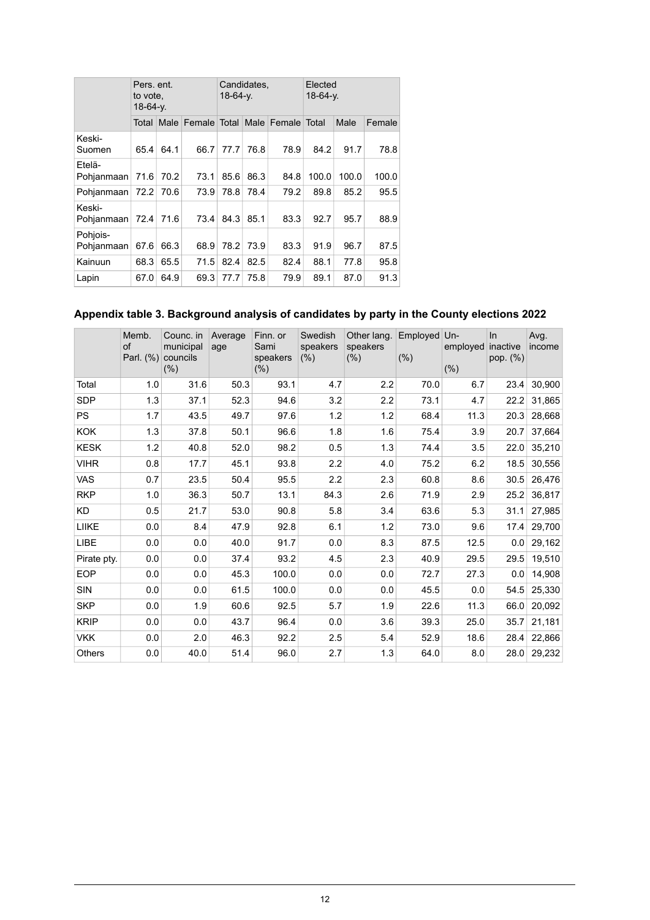| | Pers. ent. to vote, 18-64-y. | | | Candidates, 18-64-y. | | | Elected 18-64-y. | | |
|---|---|---|---|---|---|---|---|---|---|
| | Total | Male | Female | Total | Male | Female | Total | Male | Female |
| Keski-Suomen | 65.4 | 64.1 | 66.7 | 77.7 | 76.8 | 78.9 | 84.2 | 91.7 | 78.8 |
| Etelä-Pohjanmaan | 71.6 | 70.2 | 73.1 | 85.6 | 86.3 | 84.8 | 100.0 | 100.0 | 100.0 |
| Pohjanmaan | 72.2 | 70.6 | 73.9 | 78.8 | 78.4 | 79.2 | 89.8 | 85.2 | 95.5 |
| Keski-Pohjanmaan | 72.4 | 71.6 | 73.4 | 84.3 | 85.1 | 83.3 | 92.7 | 95.7 | 88.9 |
| Pohjois-Pohjanmaan | 67.6 | 66.3 | 68.9 | 78.2 | 73.9 | 83.3 | 91.9 | 96.7 | 87.5 |
| Kainuun | 68.3 | 65.5 | 71.5 | 82.4 | 82.5 | 82.4 | 88.1 | 77.8 | 95.8 |
| Lapin | 67.0 | 64.9 | 69.3 | 77.7 | 75.8 | 79.9 | 89.1 | 87.0 | 91.3 |

### Appendix table 3. Background analysis of candidates by party in the County elections 2022

| | Memb. of Parl. (%) | Counc. in municipal councils (%) | Average age | Finn. or Sami speakers (%) | Swedish speakers (%) | Other lang. speakers (%) | Employed (%) | Un-employed (%) | In inactive pop. (%) | Avg. income |
|---|---|---|---|---|---|---|---|---|---|---|
| Total | 1.0 | 31.6 | 50.3 | 93.1 | 4.7 | 2.2 | 70.0 | 6.7 | 23.4 | 30,900 |
| SDP | 1.3 | 37.1 | 52.3 | 94.6 | 3.2 | 2.2 | 73.1 | 4.7 | 22.2 | 31,865 |
| PS | 1.7 | 43.5 | 49.7 | 97.6 | 1.2 | 1.2 | 68.4 | 11.3 | 20.3 | 28,668 |
| KOK | 1.3 | 37.8 | 50.1 | 96.6 | 1.8 | 1.6 | 75.4 | 3.9 | 20.7 | 37,664 |
| KESK | 1.2 | 40.8 | 52.0 | 98.2 | 0.5 | 1.3 | 74.4 | 3.5 | 22.0 | 35,210 |
| VIHR | 0.8 | 17.7 | 45.1 | 93.8 | 2.2 | 4.0 | 75.2 | 6.2 | 18.5 | 30,556 |
| VAS | 0.7 | 23.5 | 50.4 | 95.5 | 2.2 | 2.3 | 60.8 | 8.6 | 30.5 | 26,476 |
| RKP | 1.0 | 36.3 | 50.7 | 13.1 | 84.3 | 2.6 | 71.9 | 2.9 | 25.2 | 36,817 |
| KD | 0.5 | 21.7 | 53.0 | 90.8 | 5.8 | 3.4 | 63.6 | 5.3 | 31.1 | 27,985 |
| LIIKE | 0.0 | 8.4 | 47.9 | 92.8 | 6.1 | 1.2 | 73.0 | 9.6 | 17.4 | 29,700 |
| LIBE | 0.0 | 0.0 | 40.0 | 91.7 | 0.0 | 8.3 | 87.5 | 12.5 | 0.0 | 29,162 |
| Pirate pty. | 0.0 | 0.0 | 37.4 | 93.2 | 4.5 | 2.3 | 40.9 | 29.5 | 29.5 | 19,510 |
| EOP | 0.0 | 0.0 | 45.3 | 100.0 | 0.0 | 0.0 | 72.7 | 27.3 | 0.0 | 14,908 |
| SIN | 0.0 | 0.0 | 61.5 | 100.0 | 0.0 | 0.0 | 45.5 | 0.0 | 54.5 | 25,330 |
| SKP | 0.0 | 1.9 | 60.6 | 92.5 | 5.7 | 1.9 | 22.6 | 11.3 | 66.0 | 20,092 |
| KRIP | 0.0 | 0.0 | 43.7 | 96.4 | 0.0 | 3.6 | 39.3 | 25.0 | 35.7 | 21,181 |
| VKK | 0.0 | 2.0 | 46.3 | 92.2 | 2.5 | 5.4 | 52.9 | 18.6 | 28.4 | 22,866 |
| Others | 0.0 | 40.0 | 51.4 | 96.0 | 2.7 | 1.3 | 64.0 | 8.0 | 28.0 | 29,232 |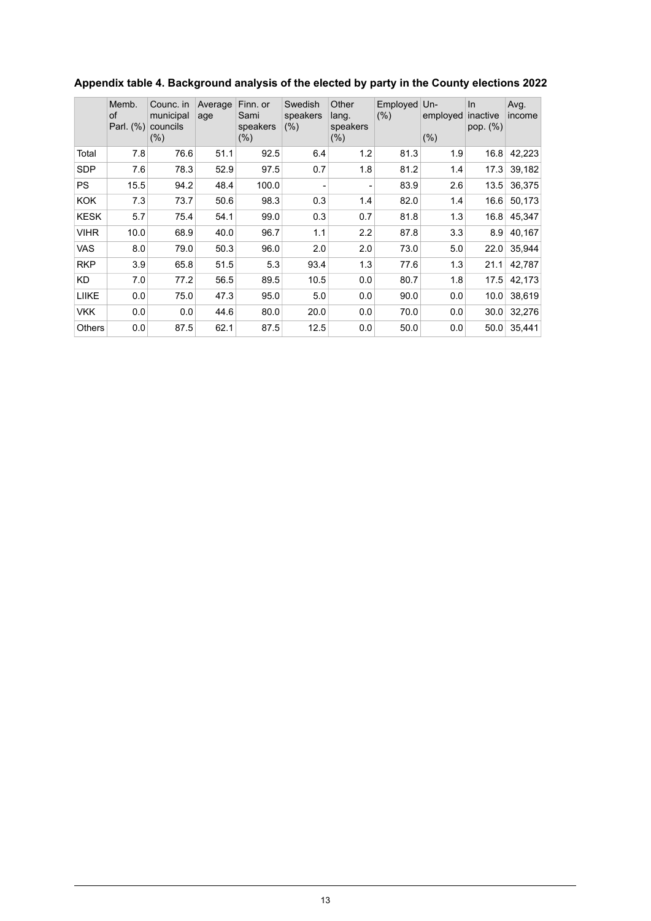**Appendix table 4. Background analysis of the elected by party in the County elections 2022**

| | Memb. of Parl. (%) | Counc. in municipal councils (%) | Average age | Finn. or Sami speakers (%) | Swedish speakers (%) | Other lang. speakers (%) | Employed (%) | Un-employed (%) | In inactive pop. (%) | Avg. income |
|---|---|---|---|---|---|---|---|---|---|---|
| Total | 7.8 | 76.6 | 51.1 | 92.5 | 6.4 | 1.2 | 81.3 | 1.9 | 16.8 | 42,223 |
| SDP | 7.6 | 78.3 | 52.9 | 97.5 | 0.7 | 1.8 | 81.2 | 1.4 | 17.3 | 39,182 |
| PS | 15.5 | 94.2 | 48.4 | 100.0 | - | - | 83.9 | 2.6 | 13.5 | 36,375 |
| KOK | 7.3 | 73.7 | 50.6 | 98.3 | 0.3 | 1.4 | 82.0 | 1.4 | 16.6 | 50,173 |
| KESK | 5.7 | 75.4 | 54.1 | 99.0 | 0.3 | 0.7 | 81.8 | 1.3 | 16.8 | 45,347 |
| VIHR | 10.0 | 68.9 | 40.0 | 96.7 | 1.1 | 2.2 | 87.8 | 3.3 | 8.9 | 40,167 |
| VAS | 8.0 | 79.0 | 50.3 | 96.0 | 2.0 | 2.0 | 73.0 | 5.0 | 22.0 | 35,944 |
| RKP | 3.9 | 65.8 | 51.5 | 5.3 | 93.4 | 1.3 | 77.6 | 1.3 | 21.1 | 42,787 |
| KD | 7.0 | 77.2 | 56.5 | 89.5 | 10.5 | 0.0 | 80.7 | 1.8 | 17.5 | 42,173 |
| LIIKE | 0.0 | 75.0 | 47.3 | 95.0 | 5.0 | 0.0 | 90.0 | 0.0 | 10.0 | 38,619 |
| VKK | 0.0 | 0.0 | 44.6 | 80.0 | 20.0 | 0.0 | 70.0 | 0.0 | 30.0 | 32,276 |
| Others | 0.0 | 87.5 | 62.1 | 87.5 | 12.5 | 0.0 | 50.0 | 0.0 | 50.0 | 35,441 |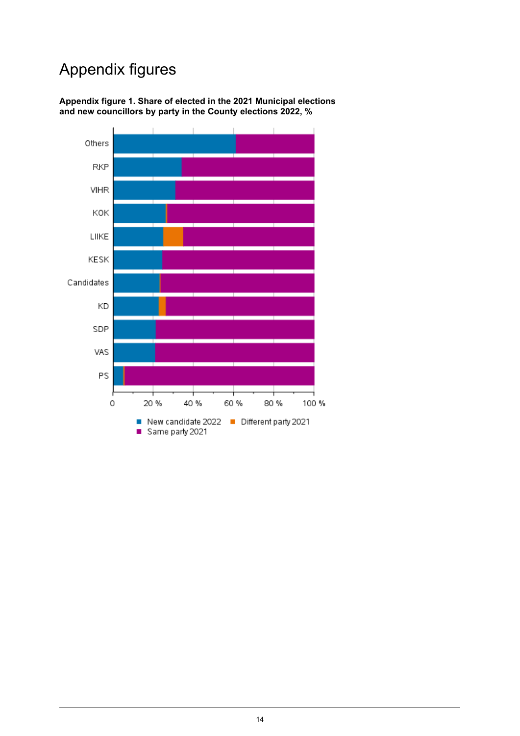# Appendix figures

**Appendix figure 1. Share of elected in the 2021 Municipal elections and new councillors by party in the County elections 2022, %**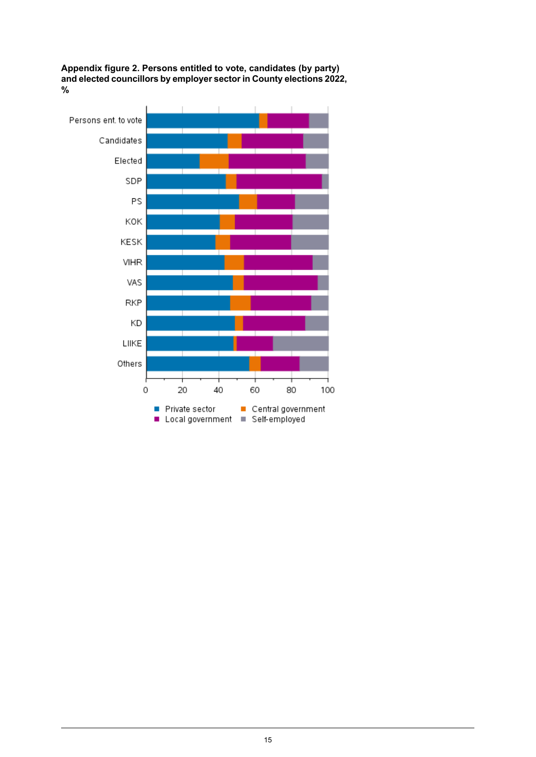**Appendix figure 2. Persons entitled to vote, candidates (by party) and elected councillors by employer sector in County elections 2022, %**

Persons ent. to vote
Candidates
Elected
SDP
PS
KOK
KESK
VIHR
VAS
RKP
KD
LIIKE
Others

0 20 40 60 80 100

Private sector
Central government
Local government
Self-employed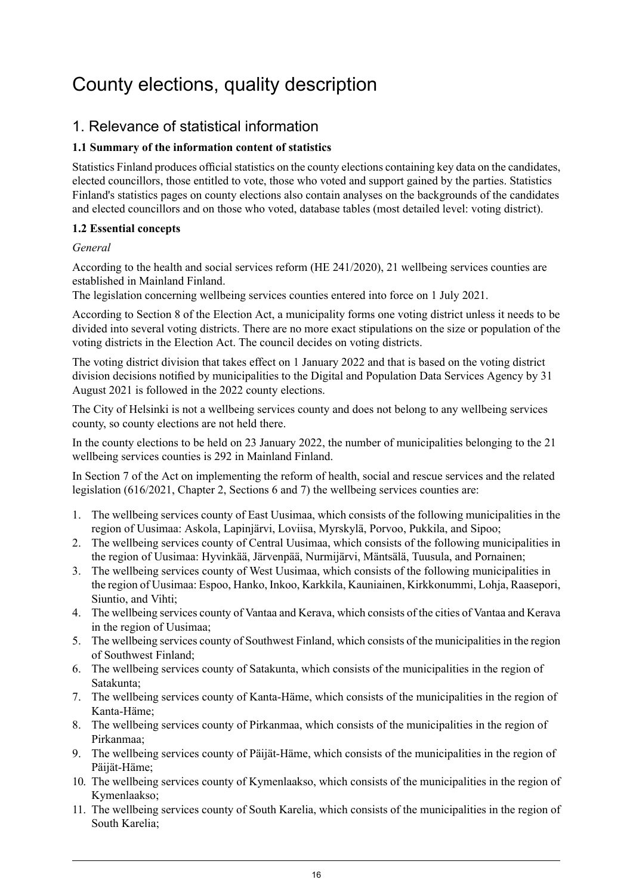# County elections, quality description

## 1. Relevance of statistical information

### 1.1 Summary of the information content of statistics

Statistics Finland produces official statistics on the county elections containing key data on the candidates, elected councillors, those entitled to vote, those who voted and support gained by the parties. Statistics Finland's statistics pages on county elections also contain analyses on the backgrounds of the candidates and elected councillors and on those who voted, database tables (most detailed level: voting district).

### 1.2 Essential concepts

*General*

According to the health and social services reform (HE 241/2020), 21 wellbeing services counties are established in Mainland Finland.
The legislation concerning wellbeing services counties entered into force on 1 July 2021.

According to Section 8 of the Election Act, a municipality forms one voting district unless it needs to be divided into several voting districts. There are no more exact stipulations on the size or population of the voting districts in the Election Act. The council decides on voting districts.

The voting district division that takes effect on 1 January 2022 and that is based on the voting district division decisions notified by municipalities to the Digital and Population Data Services Agency by 31 August 2021 is followed in the 2022 county elections.

The City of Helsinki is not a wellbeing services county and does not belong to any wellbeing services county, so county elections are not held there.

In the county elections to be held on 23 January 2022, the number of municipalities belonging to the 21 wellbeing services counties is 292 in Mainland Finland.

In Section 7 of the Act on implementing the reform of health, social and rescue services and the related legislation (616/2021, Chapter 2, Sections 6 and 7) the wellbeing services counties are:

1. The wellbeing services county of East Uusimaa, which consists of the following municipalities in the region of Uusimaa: Askola, Lapinjärvi, Loviisa, Myrskylä, Porvoo, Pukkila, and Sipoo;
2. The wellbeing services county of Central Uusimaa, which consists of the following municipalities in the region of Uusimaa: Hyvinkää, Järvenpää, Nurmijärvi, Mäntsälä, Tuusula, and Pornainen;
3. The wellbeing services county of West Uusimaa, which consists of the following municipalities in the region of Uusimaa: Espoo, Hanko, Inkoo, Karkkila, Kauniainen, Kirkkonummi, Lohja, Raasepori, Siuntio, and Vihti;
4. The wellbeing services county of Vantaa and Kerava, which consists of the cities of Vantaa and Kerava in the region of Uusimaa;
5. The wellbeing services county of Southwest Finland, which consists of the municipalities in the region of Southwest Finland;
6. The wellbeing services county of Satakunta, which consists of the municipalities in the region of Satakunta;
7. The wellbeing services county of Kanta-Häme, which consists of the municipalities in the region of Kanta-Häme;
8. The wellbeing services county of Pirkanmaa, which consists of the municipalities in the region of Pirkanmaa;
9. The wellbeing services county of Päijät-Häme, which consists of the municipalities in the region of Päijät-Häme;
10. The wellbeing services county of Kymenlaakso, which consists of the municipalities in the region of Kymenlaakso;
11. The wellbeing services county of South Karelia, which consists of the municipalities in the region of South Karelia;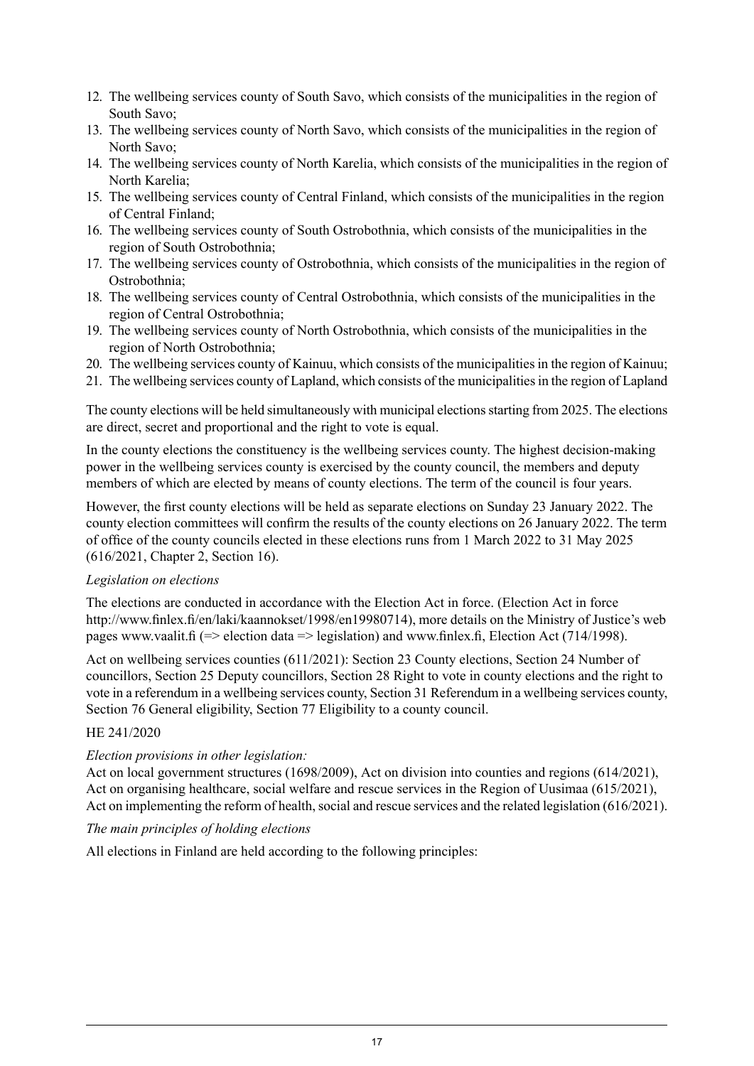12. The wellbeing services county of South Savo, which consists of the municipalities in the region of South Savo;
13. The wellbeing services county of North Savo, which consists of the municipalities in the region of North Savo;
14. The wellbeing services county of North Karelia, which consists of the municipalities in the region of North Karelia;
15. The wellbeing services county of Central Finland, which consists of the municipalities in the region of Central Finland;
16. The wellbeing services county of South Ostrobothnia, which consists of the municipalities in the region of South Ostrobothnia;
17. The wellbeing services county of Ostrobothnia, which consists of the municipalities in the region of Ostrobothnia;
18. The wellbeing services county of Central Ostrobothnia, which consists of the municipalities in the region of Central Ostrobothnia;
19. The wellbeing services county of North Ostrobothnia, which consists of the municipalities in the region of North Ostrobothnia;
20. The wellbeing services county of Kainuu, which consists of the municipalities in the region of Kainuu;
21. The wellbeing services county of Lapland, which consists of the municipalities in the region of Lapland

The county elections will be held simultaneously with municipal elections starting from 2025. The elections are direct, secret and proportional and the right to vote is equal.

In the county elections the constituency is the wellbeing services county. The highest decision-making power in the wellbeing services county is exercised by the county council, the members and deputy members of which are elected by means of county elections. The term of the council is four years.

However, the first county elections will be held as separate elections on Sunday 23 January 2022. The county election committees will confirm the results of the county elections on 26 January 2022. The term of office of the county councils elected in these elections runs from 1 March 2022 to 31 May 2025 (616/2021, Chapter 2, Section 16).

*Legislation on elections*

The elections are conducted in accordance with the Election Act in force. (Election Act in force http://www.finlex.fi/en/laki/kaannokset/1998/en19980714), more details on the Ministry of Justice's web pages www.vaalit.fi (=> election data => legislation) and www.finlex.fi, Election Act (714/1998).

Act on wellbeing services counties (611/2021): Section 23 County elections, Section 24 Number of councillors, Section 25 Deputy councillors, Section 28 Right to vote in county elections and the right to vote in a referendum in a wellbeing services county, Section 31 Referendum in a wellbeing services county, Section 76 General eligibility, Section 77 Eligibility to a county council.

HE 241/2020

*Election provisions in other legislation:*
Act on local government structures (1698/2009), Act on division into counties and regions (614/2021), Act on organising healthcare, social welfare and rescue services in the Region of Uusimaa (615/2021), Act on implementing the reform of health, social and rescue services and the related legislation (616/2021).

*The main principles of holding elections*

All elections in Finland are held according to the following principles: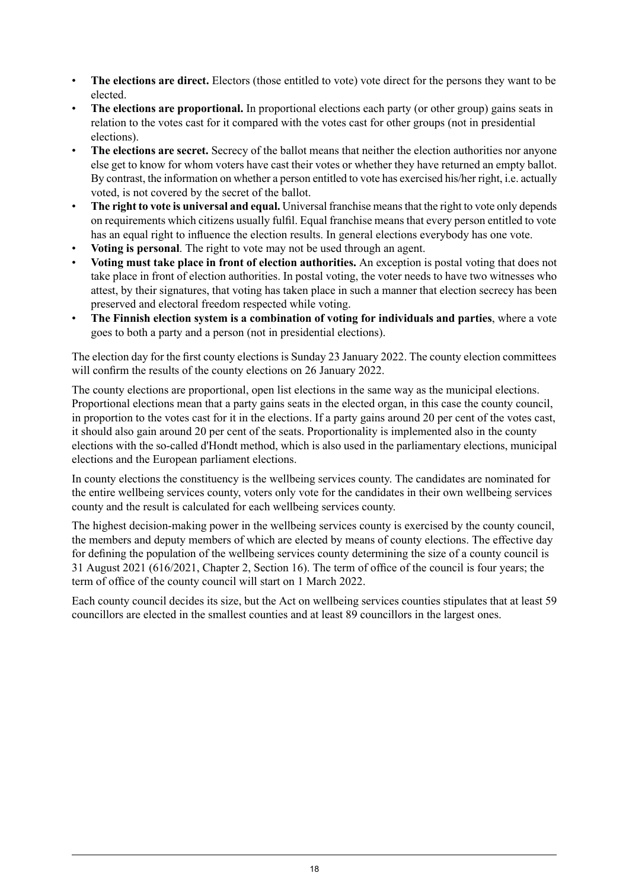- **The elections are direct.** Electors (those entitled to vote) vote direct for the persons they want to be elected.
- **The elections are proportional.** In proportional elections each party (or other group) gains seats in relation to the votes cast for it compared with the votes cast for other groups (not in presidential elections).
- **The elections are secret.** Secrecy of the ballot means that neither the election authorities nor anyone else get to know for whom voters have cast their votes or whether they have returned an empty ballot. By contrast, the information on whether a person entitled to vote has exercised his/her right, i.e. actually voted, is not covered by the secret of the ballot.
- **The right to vote is universal and equal.** Universal franchise means that the right to vote only depends on requirements which citizens usually fulfil. Equal franchise means that every person entitled to vote has an equal right to influence the election results. In general elections everybody has one vote.
- **Voting is personal**. The right to vote may not be used through an agent.
- **Voting must take place in front of election authorities.** An exception is postal voting that does not take place in front of election authorities. In postal voting, the voter needs to have two witnesses who attest, by their signatures, that voting has taken place in such a manner that election secrecy has been preserved and electoral freedom respected while voting.
- **The Finnish election system is a combination of voting for individuals and parties**, where a vote goes to both a party and a person (not in presidential elections).

The election day for the first county elections is Sunday 23 January 2022. The county election committees will confirm the results of the county elections on 26 January 2022.

The county elections are proportional, open list elections in the same way as the municipal elections. Proportional elections mean that a party gains seats in the elected organ, in this case the county council, in proportion to the votes cast for it in the elections. If a party gains around 20 per cent of the votes cast, it should also gain around 20 per cent of the seats. Proportionality is implemented also in the county elections with the so-called d'Hondt method, which is also used in the parliamentary elections, municipal elections and the European parliament elections.

In county elections the constituency is the wellbeing services county. The candidates are nominated for the entire wellbeing services county, voters only vote for the candidates in their own wellbeing services county and the result is calculated for each wellbeing services county.

The highest decision-making power in the wellbeing services county is exercised by the county council, the members and deputy members of which are elected by means of county elections. The effective day for defining the population of the wellbeing services county determining the size of a county council is 31 August 2021 (616/2021, Chapter 2, Section 16). The term of office of the council is four years; the term of office of the county council will start on 1 March 2022.

Each county council decides its size, but the Act on wellbeing services counties stipulates that at least 59 councillors are elected in the smallest counties and at least 89 councillors in the largest ones.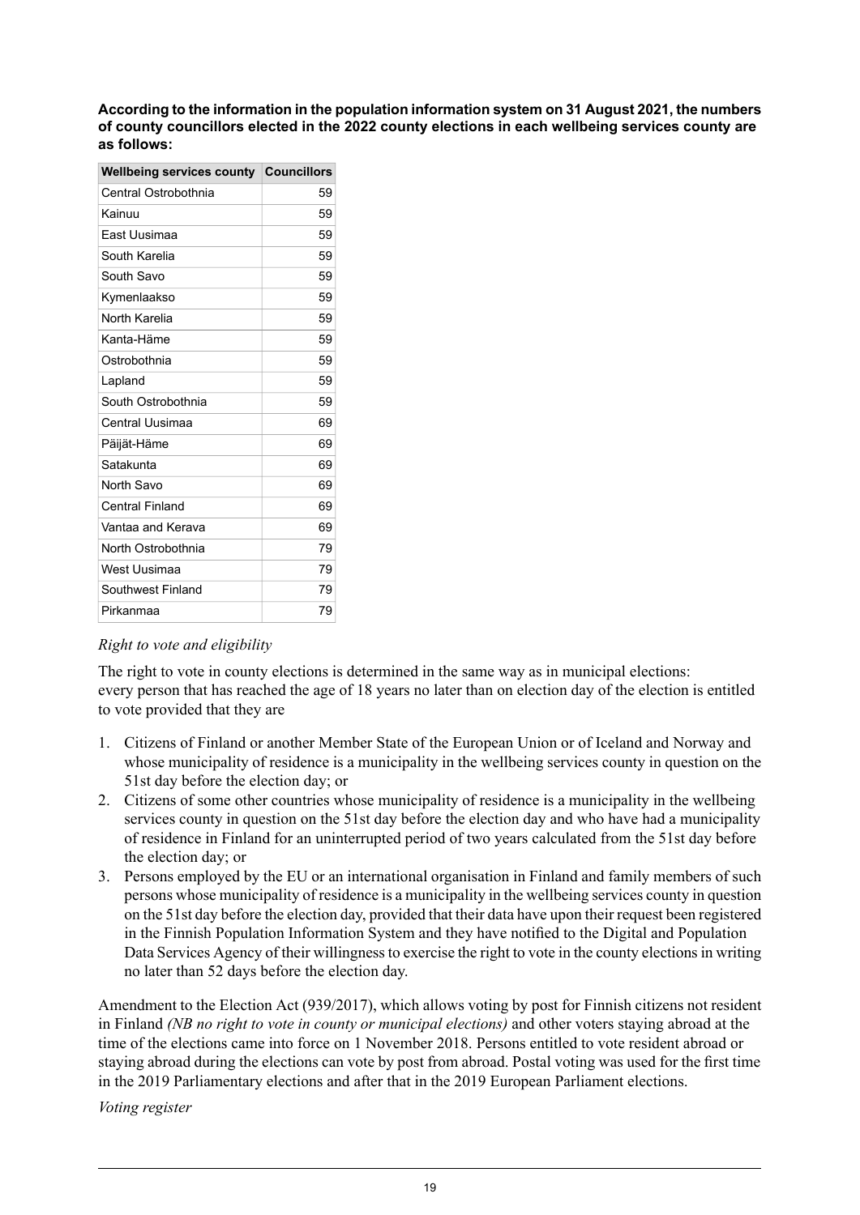**According to the information in the population information system on 31 August 2021, the numbers of county councillors elected in the 2022 county elections in each wellbeing services county are as follows:**

| Wellbeing services county | Councillors |
|---|---|
| Central Ostrobothnia | 59 |
| Kainuu | 59 |
| East Uusimaa | 59 |
| South Karelia | 59 |
| South Savo | 59 |
| Kymenlaakso | 59 |
| North Karelia | 59 |
| Kanta-Häme | 59 |
| Ostrobothnia | 59 |
| Lapland | 59 |
| South Ostrobothnia | 59 |
| Central Uusimaa | 69 |
| Päijät-Häme | 69 |
| Satakunta | 69 |
| North Savo | 69 |
| Central Finland | 69 |
| Vantaa and Kerava | 69 |
| North Ostrobothnia | 79 |
| West Uusimaa | 79 |
| Southwest Finland | 79 |
| Pirkanmaa | 79 |

*Right to vote and eligibility*

The right to vote in county elections is determined in the same way as in municipal elections: every person that has reached the age of 18 years no later than on election day of the election is entitled to vote provided that they are

1. Citizens of Finland or another Member State of the European Union or of Iceland and Norway and whose municipality of residence is a municipality in the wellbeing services county in question on the 51st day before the election day; or
2. Citizens of some other countries whose municipality of residence is a municipality in the wellbeing services county in question on the 51st day before the election day and who have had a municipality of residence in Finland for an uninterrupted period of two years calculated from the 51st day before the election day; or
3. Persons employed by the EU or an international organisation in Finland and family members of such persons whose municipality of residence is a municipality in the wellbeing services county in question on the 51st day before the election day, provided that their data have upon their request been registered in the Finnish Population Information System and they have notified to the Digital and Population Data Services Agency of their willingness to exercise the right to vote in the county elections in writing no later than 52 days before the election day.

Amendment to the Election Act (939/2017), which allows voting by post for Finnish citizens not resident in Finland *(NB no right to vote in county or municipal elections)* and other voters staying abroad at the time of the elections came into force on 1 November 2018. Persons entitled to vote resident abroad or staying abroad during the elections can vote by post from abroad. Postal voting was used for the first time in the 2019 Parliamentary elections and after that in the 2019 European Parliament elections.

*Voting register*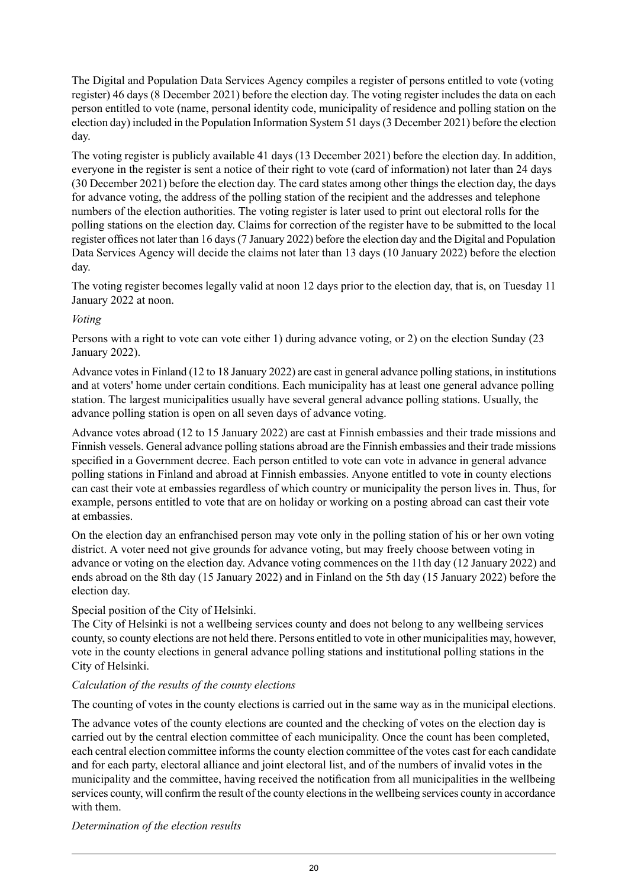The Digital and Population Data Services Agency compiles a register of persons entitled to vote (voting register) 46 days (8 December 2021) before the election day. The voting register includes the data on each person entitled to vote (name, personal identity code, municipality of residence and polling station on the election day) included in the Population Information System 51 days (3 December 2021) before the election day.

The voting register is publicly available 41 days (13 December 2021) before the election day. In addition, everyone in the register is sent a notice of their right to vote (card of information) not later than 24 days (30 December 2021) before the election day. The card states among other things the election day, the days for advance voting, the address of the polling station of the recipient and the addresses and telephone numbers of the election authorities. The voting register is later used to print out electoral rolls for the polling stations on the election day. Claims for correction of the register have to be submitted to the local register offices not later than 16 days (7 January 2022) before the election day and the Digital and Population Data Services Agency will decide the claims not later than 13 days (10 January 2022) before the election day.

The voting register becomes legally valid at noon 12 days prior to the election day, that is, on Tuesday 11 January 2022 at noon.

*Voting*

Persons with a right to vote can vote either 1) during advance voting, or 2) on the election Sunday (23 January 2022).

Advance votes in Finland (12 to 18 January 2022) are cast in general advance polling stations, in institutions and at voters' home under certain conditions. Each municipality has at least one general advance polling station. The largest municipalities usually have several general advance polling stations. Usually, the advance polling station is open on all seven days of advance voting.

Advance votes abroad (12 to 15 January 2022) are cast at Finnish embassies and their trade missions and Finnish vessels. General advance polling stations abroad are the Finnish embassies and their trade missions specified in a Government decree. Each person entitled to vote can vote in advance in general advance polling stations in Finland and abroad at Finnish embassies. Anyone entitled to vote in county elections can cast their vote at embassies regardless of which country or municipality the person lives in. Thus, for example, persons entitled to vote that are on holiday or working on a posting abroad can cast their vote at embassies.

On the election day an enfranchised person may vote only in the polling station of his or her own voting district. A voter need not give grounds for advance voting, but may freely choose between voting in advance or voting on the election day. Advance voting commences on the 11th day (12 January 2022) and ends abroad on the 8th day (15 January 2022) and in Finland on the 5th day (15 January 2022) before the election day.

Special position of the City of Helsinki.
The City of Helsinki is not a wellbeing services county and does not belong to any wellbeing services county, so county elections are not held there. Persons entitled to vote in other municipalities may, however, vote in the county elections in general advance polling stations and institutional polling stations in the City of Helsinki.

*Calculation of the results of the county elections*

The counting of votes in the county elections is carried out in the same way as in the municipal elections.

The advance votes of the county elections are counted and the checking of votes on the election day is carried out by the central election committee of each municipality. Once the count has been completed, each central election committee informs the county election committee of the votes cast for each candidate and for each party, electoral alliance and joint electoral list, and of the numbers of invalid votes in the municipality and the committee, having received the notification from all municipalities in the wellbeing services county, will confirm the result of the county elections in the wellbeing services county in accordance with them.

*Determination of the election results*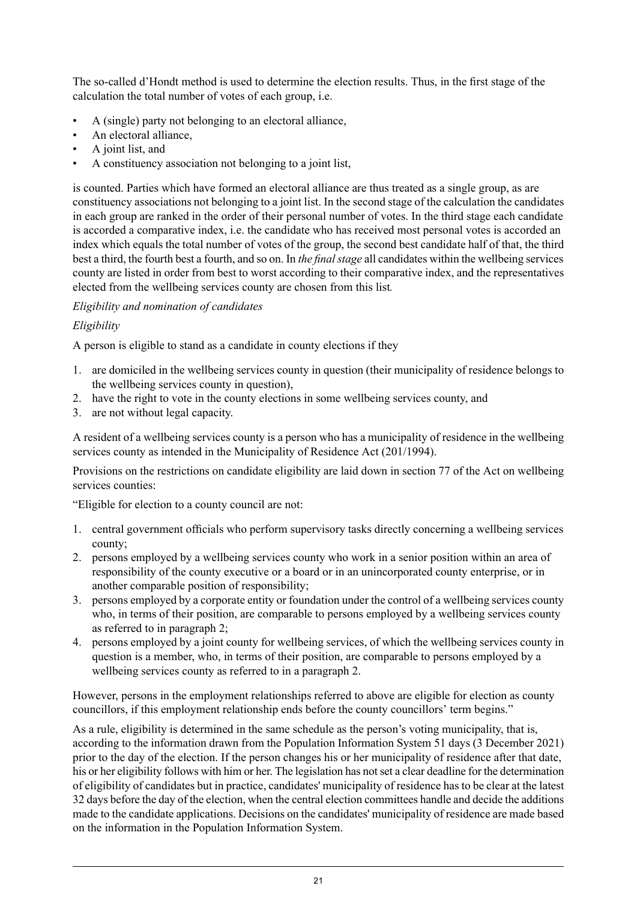The so-called d'Hondt method is used to determine the election results. Thus, in the first stage of the calculation the total number of votes of each group, i.e.

- A (single) party not belonging to an electoral alliance,
- An electoral alliance,
- A joint list, and
- A constituency association not belonging to a joint list,

is counted. Parties which have formed an electoral alliance are thus treated as a single group, as are constituency associations not belonging to a joint list. In the second stage of the calculation the candidates in each group are ranked in the order of their personal number of votes. In the third stage each candidate is accorded a comparative index, i.e. the candidate who has received most personal votes is accorded an index which equals the total number of votes of the group, the second best candidate half of that, the third best a third, the fourth best a fourth, and so on. In *the final stage* all candidates within the wellbeing services county are listed in order from best to worst according to their comparative index, and the representatives elected from the wellbeing services county are chosen from this list.

*Eligibility and nomination of candidates*

*Eligibility*

A person is eligible to stand as a candidate in county elections if they

1. are domiciled in the wellbeing services county in question (their municipality of residence belongs to the wellbeing services county in question),
2. have the right to vote in the county elections in some wellbeing services county, and
3. are not without legal capacity.

A resident of a wellbeing services county is a person who has a municipality of residence in the wellbeing services county as intended in the Municipality of Residence Act (201/1994).

Provisions on the restrictions on candidate eligibility are laid down in section 77 of the Act on wellbeing services counties:

"Eligible for election to a county council are not:

1. central government officials who perform supervisory tasks directly concerning a wellbeing services county;
2. persons employed by a wellbeing services county who work in a senior position within an area of responsibility of the county executive or a board or in an unincorporated county enterprise, or in another comparable position of responsibility;
3. persons employed by a corporate entity or foundation under the control of a wellbeing services county who, in terms of their position, are comparable to persons employed by a wellbeing services county as referred to in paragraph 2;
4. persons employed by a joint county for wellbeing services, of which the wellbeing services county in question is a member, who, in terms of their position, are comparable to persons employed by a wellbeing services county as referred to in a paragraph 2.

However, persons in the employment relationships referred to above are eligible for election as county councillors, if this employment relationship ends before the county councillors' term begins."

As a rule, eligibility is determined in the same schedule as the person's voting municipality, that is, according to the information drawn from the Population Information System 51 days (3 December 2021) prior to the day of the election. If the person changes his or her municipality of residence after that date, his or her eligibility follows with him or her. The legislation has not set a clear deadline for the determination of eligibility of candidates but in practice, candidates' municipality of residence has to be clear at the latest 32 days before the day of the election, when the central election committees handle and decide the additions made to the candidate applications. Decisions on the candidates' municipality of residence are made based on the information in the Population Information System.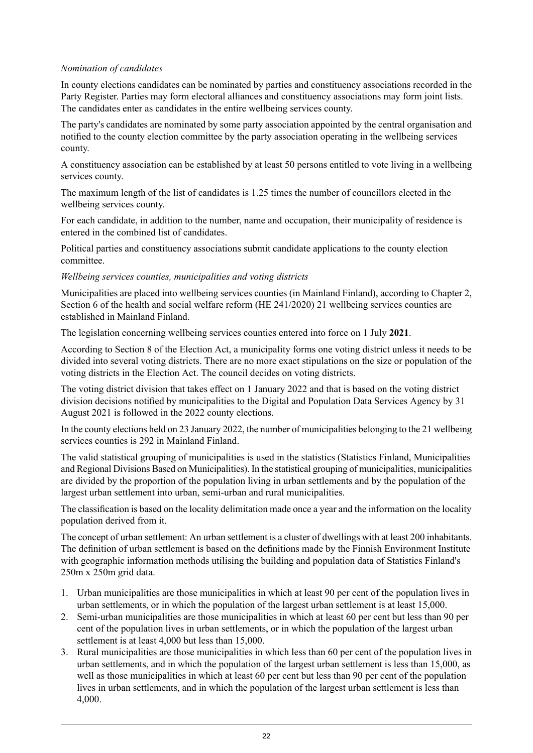*Nomination of candidates*

In county elections candidates can be nominated by parties and constituency associations recorded in the Party Register. Parties may form electoral alliances and constituency associations may form joint lists. The candidates enter as candidates in the entire wellbeing services county.

The party's candidates are nominated by some party association appointed by the central organisation and notified to the county election committee by the party association operating in the wellbeing services county.

A constituency association can be established by at least 50 persons entitled to vote living in a wellbeing services county.

The maximum length of the list of candidates is 1.25 times the number of councillors elected in the wellbeing services county.

For each candidate, in addition to the number, name and occupation, their municipality of residence is entered in the combined list of candidates.

Political parties and constituency associations submit candidate applications to the county election committee.

*Wellbeing services counties, municipalities and voting districts*

Municipalities are placed into wellbeing services counties (in Mainland Finland), according to Chapter 2, Section 6 of the health and social welfare reform (HE 241/2020) 21 wellbeing services counties are established in Mainland Finland.

The legislation concerning wellbeing services counties entered into force on 1 July **2021**.

According to Section 8 of the Election Act, a municipality forms one voting district unless it needs to be divided into several voting districts. There are no more exact stipulations on the size or population of the voting districts in the Election Act. The council decides on voting districts.

The voting district division that takes effect on 1 January 2022 and that is based on the voting district division decisions notified by municipalities to the Digital and Population Data Services Agency by 31 August 2021 is followed in the 2022 county elections.

In the county elections held on 23 January 2022, the number of municipalities belonging to the 21 wellbeing services counties is 292 in Mainland Finland.

The valid statistical grouping of municipalities is used in the statistics (Statistics Finland, Municipalities and Regional Divisions Based on Municipalities). In the statistical grouping of municipalities, municipalities are divided by the proportion of the population living in urban settlements and by the population of the largest urban settlement into urban, semi-urban and rural municipalities.

The classification is based on the locality delimitation made once a year and the information on the locality population derived from it.

The concept of urban settlement: An urban settlement is a cluster of dwellings with at least 200 inhabitants. The definition of urban settlement is based on the definitions made by the Finnish Environment Institute with geographic information methods utilising the building and population data of Statistics Finland's 250m x 250m grid data.

1. Urban municipalities are those municipalities in which at least 90 per cent of the population lives in urban settlements, or in which the population of the largest urban settlement is at least 15,000.
2. Semi-urban municipalities are those municipalities in which at least 60 per cent but less than 90 per cent of the population lives in urban settlements, or in which the population of the largest urban settlement is at least 4,000 but less than 15,000.
3. Rural municipalities are those municipalities in which less than 60 per cent of the population lives in urban settlements, and in which the population of the largest urban settlement is less than 15,000, as well as those municipalities in which at least 60 per cent but less than 90 per cent of the population lives in urban settlements, and in which the population of the largest urban settlement is less than 4,000.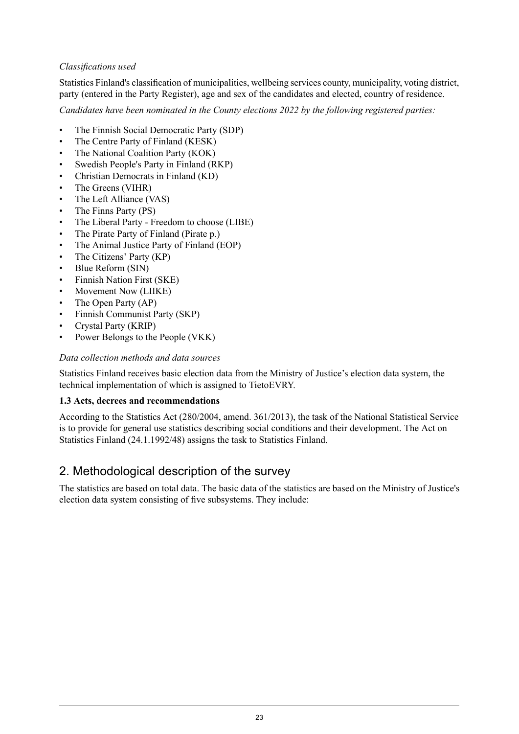*Classifications used*

Statistics Finland's classification of municipalities, wellbeing services county, municipality, voting district, party (entered in the Party Register), age and sex of the candidates and elected, country of residence.

*Candidates have been nominated in the County elections 2022 by the following registered parties:*

- The Finnish Social Democratic Party (SDP)
- The Centre Party of Finland (KESK)
- The National Coalition Party (KOK)
- Swedish People's Party in Finland (RKP)
- Christian Democrats in Finland (KD)
- The Greens (VIHR)
- The Left Alliance (VAS)
- The Finns Party (PS)
- The Liberal Party - Freedom to choose (LIBE)
- The Pirate Party of Finland (Pirate p.)
- The Animal Justice Party of Finland (EOP)
- The Citizens' Party (KP)
- Blue Reform (SIN)
- Finnish Nation First (SKE)
- Movement Now (LIIKE)
- The Open Party (AP)
- Finnish Communist Party (SKP)
- Crystal Party (KRIP)
- Power Belongs to the People (VKK)

*Data collection methods and data sources*

Statistics Finland receives basic election data from the Ministry of Justice's election data system, the technical implementation of which is assigned to TietoEVRY.

**1.3 Acts, decrees and recommendations**

According to the Statistics Act (280/2004, amend. 361/2013), the task of the National Statistical Service is to provide for general use statistics describing social conditions and their development. The Act on Statistics Finland (24.1.1992/48) assigns the task to Statistics Finland.

## 2. Methodological description of the survey

The statistics are based on total data. The basic data of the statistics are based on the Ministry of Justice's election data system consisting of five subsystems. They include: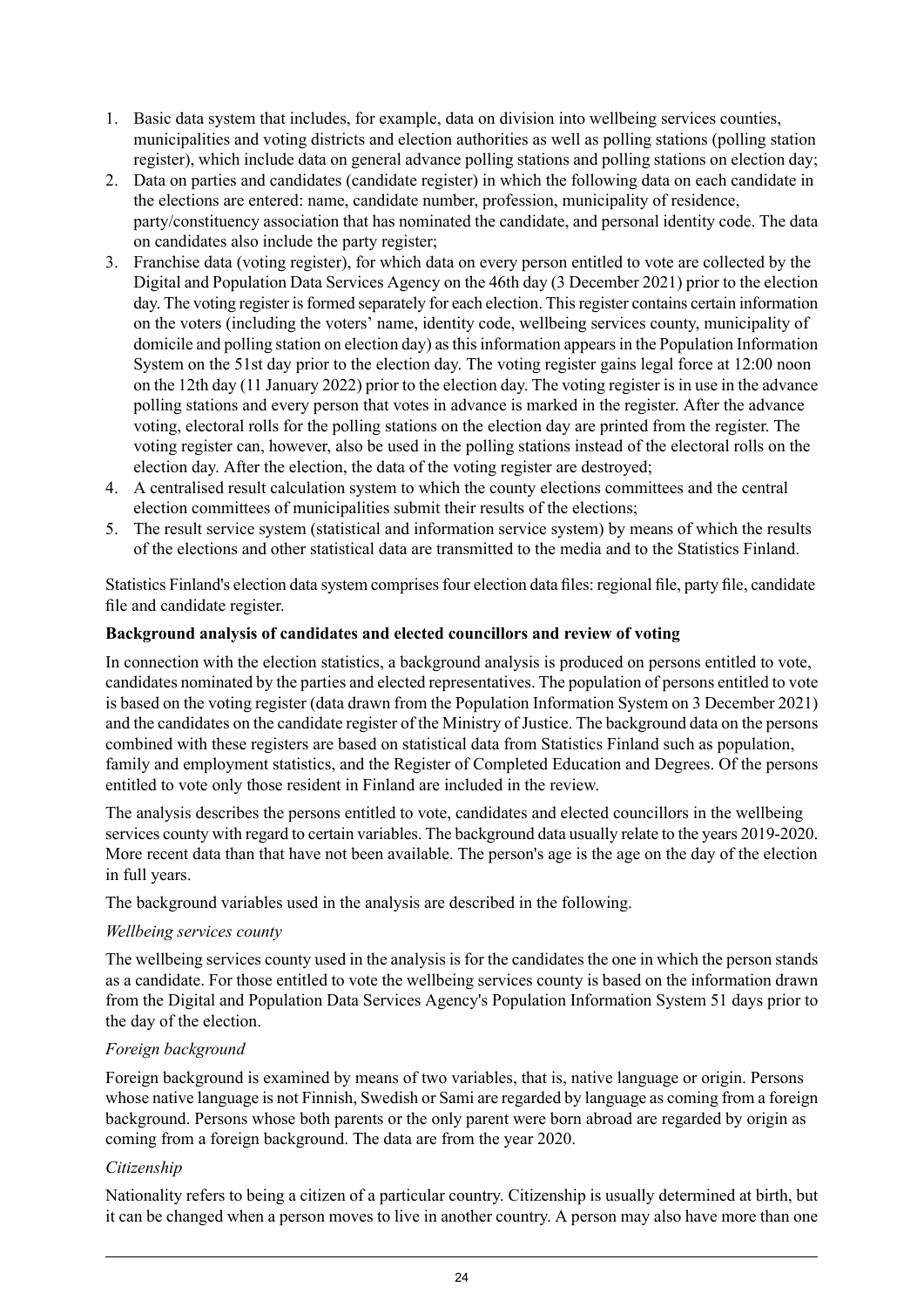1. Basic data system that includes, for example, data on division into wellbeing services counties, municipalities and voting districts and election authorities as well as polling stations (polling station register), which include data on general advance polling stations and polling stations on election day;
2. Data on parties and candidates (candidate register) in which the following data on each candidate in the elections are entered: name, candidate number, profession, municipality of residence, party/constituency association that has nominated the candidate, and personal identity code. The data on candidates also include the party register;
3. Franchise data (voting register), for which data on every person entitled to vote are collected by the Digital and Population Data Services Agency on the 46th day (3 December 2021) prior to the election day. The voting register is formed separately for each election. This register contains certain information on the voters (including the voters' name, identity code, wellbeing services county, municipality of domicile and polling station on election day) as this information appears in the Population Information System on the 51st day prior to the election day. The voting register gains legal force at 12:00 noon on the 12th day (11 January 2022) prior to the election day. The voting register is in use in the advance polling stations and every person that votes in advance is marked in the register. After the advance voting, electoral rolls for the polling stations on the election day are printed from the register. The voting register can, however, also be used in the polling stations instead of the electoral rolls on the election day. After the election, the data of the voting register are destroyed;
4. A centralised result calculation system to which the county elections committees and the central election committees of municipalities submit their results of the elections;
5. The result service system (statistical and information service system) by means of which the results of the elections and other statistical data are transmitted to the media and to the Statistics Finland.

Statistics Finland's election data system comprises four election data files: regional file, party file, candidate file and candidate register.

**Background analysis of candidates and elected councillors and review of voting**

In connection with the election statistics, a background analysis is produced on persons entitled to vote, candidates nominated by the parties and elected representatives. The population of persons entitled to vote is based on the voting register (data drawn from the Population Information System on 3 December 2021) and the candidates on the candidate register of the Ministry of Justice. The background data on the persons combined with these registers are based on statistical data from Statistics Finland such as population, family and employment statistics, and the Register of Completed Education and Degrees. Of the persons entitled to vote only those resident in Finland are included in the review.

The analysis describes the persons entitled to vote, candidates and elected councillors in the wellbeing services county with regard to certain variables. The background data usually relate to the years 2019-2020. More recent data than that have not been available. The person's age is the age on the day of the election in full years.

The background variables used in the analysis are described in the following.

*Wellbeing services county*

The wellbeing services county used in the analysis is for the candidates the one in which the person stands as a candidate. For those entitled to vote the wellbeing services county is based on the information drawn from the Digital and Population Data Services Agency's Population Information System 51 days prior to the day of the election.

*Foreign background*

Foreign background is examined by means of two variables, that is, native language or origin. Persons whose native language is not Finnish, Swedish or Sami are regarded by language as coming from a foreign background. Persons whose both parents or the only parent were born abroad are regarded by origin as coming from a foreign background. The data are from the year 2020.

*Citizenship*

Nationality refers to being a citizen of a particular country. Citizenship is usually determined at birth, but it can be changed when a person moves to live in another country. A person may also have more than one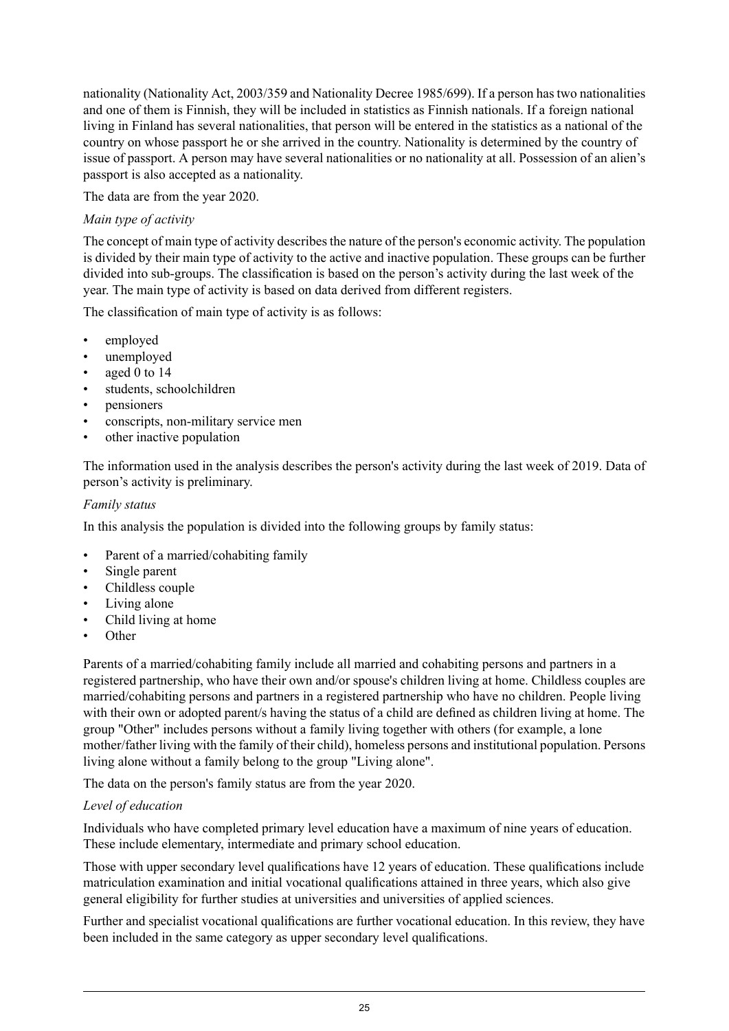nationality (Nationality Act, 2003/359 and Nationality Decree 1985/699). If a person has two nationalities and one of them is Finnish, they will be included in statistics as Finnish nationals. If a foreign national living in Finland has several nationalities, that person will be entered in the statistics as a national of the country on whose passport he or she arrived in the country. Nationality is determined by the country of issue of passport. A person may have several nationalities or no nationality at all. Possession of an alien's passport is also accepted as a nationality.

The data are from the year 2020.

*Main type of activity*

The concept of main type of activity describes the nature of the person's economic activity. The population is divided by their main type of activity to the active and inactive population. These groups can be further divided into sub-groups. The classification is based on the person's activity during the last week of the year. The main type of activity is based on data derived from different registers.

The classification of main type of activity is as follows:

- employed
- unemployed
- aged 0 to 14
- students, schoolchildren
- pensioners
- conscripts, non-military service men
- other inactive population

The information used in the analysis describes the person's activity during the last week of 2019. Data of person's activity is preliminary.

*Family status*

In this analysis the population is divided into the following groups by family status:

- Parent of a married/cohabiting family
- Single parent
- Childless couple
- Living alone
- Child living at home
- Other

Parents of a married/cohabiting family include all married and cohabiting persons and partners in a registered partnership, who have their own and/or spouse's children living at home. Childless couples are married/cohabiting persons and partners in a registered partnership who have no children. People living with their own or adopted parent/s having the status of a child are defined as children living at home. The group "Other" includes persons without a family living together with others (for example, a lone mother/father living with the family of their child), homeless persons and institutional population. Persons living alone without a family belong to the group "Living alone".

The data on the person's family status are from the year 2020.

*Level of education*

Individuals who have completed primary level education have a maximum of nine years of education. These include elementary, intermediate and primary school education.

Those with upper secondary level qualifications have 12 years of education. These qualifications include matriculation examination and initial vocational qualifications attained in three years, which also give general eligibility for further studies at universities and universities of applied sciences.

Further and specialist vocational qualifications are further vocational education. In this review, they have been included in the same category as upper secondary level qualifications.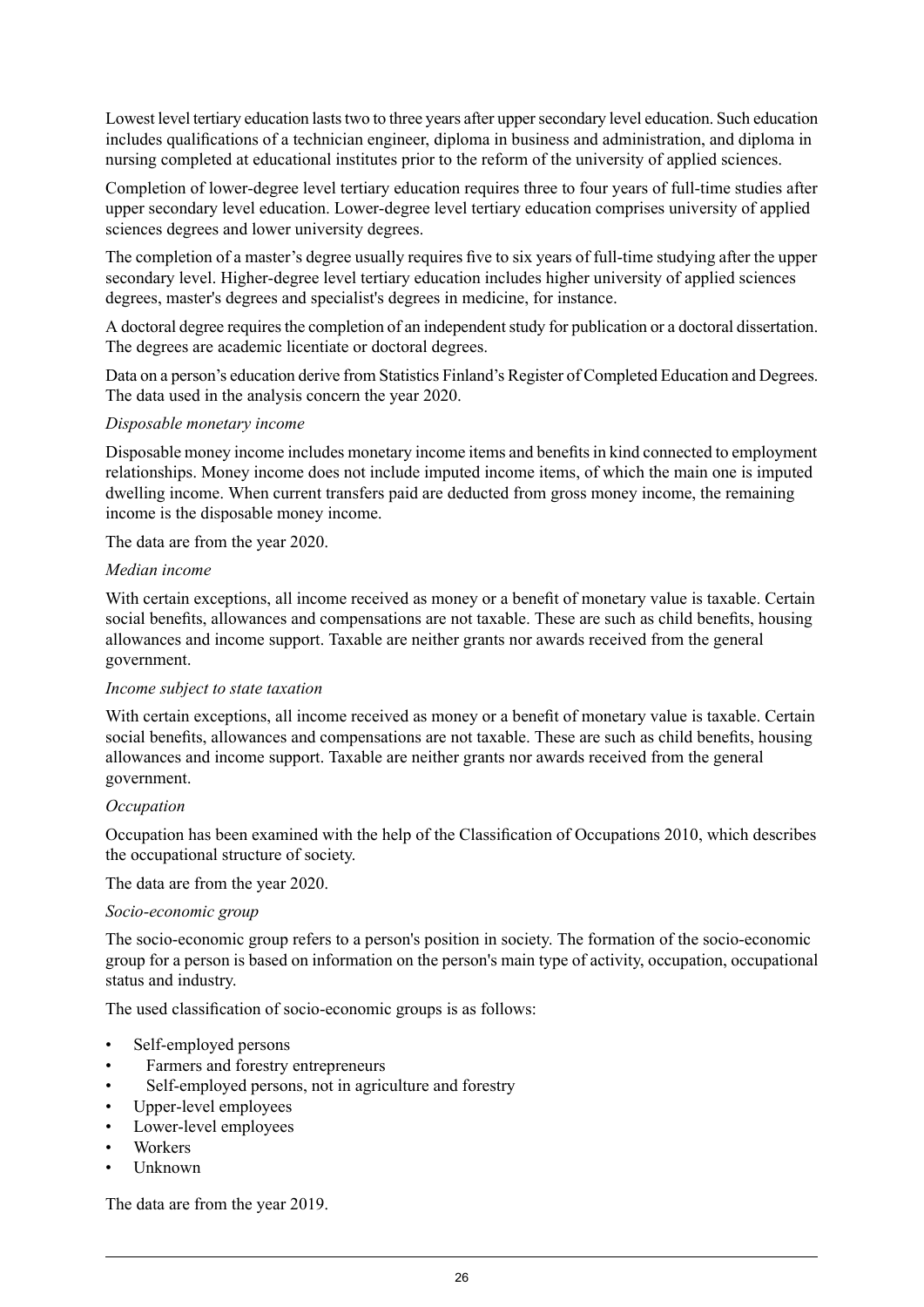Lowest level tertiary education lasts two to three years after upper secondary level education. Such education includes qualifications of a technician engineer, diploma in business and administration, and diploma in nursing completed at educational institutes prior to the reform of the university of applied sciences.

Completion of lower-degree level tertiary education requires three to four years of full-time studies after upper secondary level education. Lower-degree level tertiary education comprises university of applied sciences degrees and lower university degrees.

The completion of a master's degree usually requires five to six years of full-time studying after the upper secondary level. Higher-degree level tertiary education includes higher university of applied sciences degrees, master's degrees and specialist's degrees in medicine, for instance.

A doctoral degree requires the completion of an independent study for publication or a doctoral dissertation. The degrees are academic licentiate or doctoral degrees.

Data on a person's education derive from Statistics Finland's Register of Completed Education and Degrees. The data used in the analysis concern the year 2020.

*Disposable monetary income*

Disposable money income includes monetary income items and benefits in kind connected to employment relationships. Money income does not include imputed income items, of which the main one is imputed dwelling income. When current transfers paid are deducted from gross money income, the remaining income is the disposable money income.

The data are from the year 2020.

*Median income*

With certain exceptions, all income received as money or a benefit of monetary value is taxable. Certain social benefits, allowances and compensations are not taxable. These are such as child benefits, housing allowances and income support. Taxable are neither grants nor awards received from the general government.

*Income subject to state taxation*

With certain exceptions, all income received as money or a benefit of monetary value is taxable. Certain social benefits, allowances and compensations are not taxable. These are such as child benefits, housing allowances and income support. Taxable are neither grants nor awards received from the general government.

*Occupation*

Occupation has been examined with the help of the Classification of Occupations 2010, which describes the occupational structure of society.

The data are from the year 2020.

*Socio-economic group*

The socio-economic group refers to a person's position in society. The formation of the socio-economic group for a person is based on information on the person's main type of activity, occupation, occupational status and industry.

The used classification of socio-economic groups is as follows:

- Self-employed persons
  - Farmers and forestry entrepreneurs
  - Self-employed persons, not in agriculture and forestry
- Upper-level employees
- Lower-level employees
- Workers
- Unknown

The data are from the year 2019.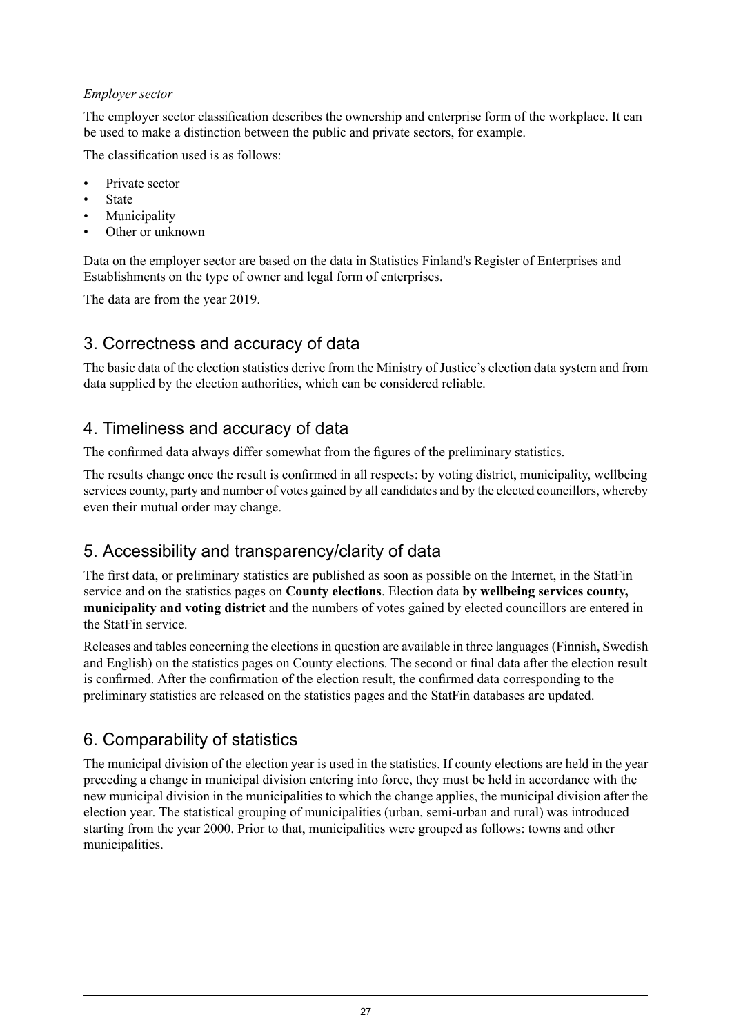*Employer sector*

The employer sector classification describes the ownership and enterprise form of the workplace. It can be used to make a distinction between the public and private sectors, for example.

The classification used is as follows:

- Private sector
- State
- Municipality
- Other or unknown

Data on the employer sector are based on the data in Statistics Finland's Register of Enterprises and Establishments on the type of owner and legal form of enterprises.

The data are from the year 2019.

## 3. Correctness and accuracy of data

The basic data of the election statistics derive from the Ministry of Justice's election data system and from data supplied by the election authorities, which can be considered reliable.

## 4. Timeliness and accuracy of data

The confirmed data always differ somewhat from the figures of the preliminary statistics.

The results change once the result is confirmed in all respects: by voting district, municipality, wellbeing services county, party and number of votes gained by all candidates and by the elected councillors, whereby even their mutual order may change.

## 5. Accessibility and transparency/clarity of data

The first data, or preliminary statistics are published as soon as possible on the Internet, in the StatFin service and on the statistics pages on **County elections**. Election data **by wellbeing services county, municipality and voting district** and the numbers of votes gained by elected councillors are entered in the StatFin service.

Releases and tables concerning the elections in question are available in three languages (Finnish, Swedish and English) on the statistics pages on County elections. The second or final data after the election result is confirmed. After the confirmation of the election result, the confirmed data corresponding to the preliminary statistics are released on the statistics pages and the StatFin databases are updated.

## 6. Comparability of statistics

The municipal division of the election year is used in the statistics. If county elections are held in the year preceding a change in municipal division entering into force, they must be held in accordance with the new municipal division in the municipalities to which the change applies, the municipal division after the election year. The statistical grouping of municipalities (urban, semi-urban and rural) was introduced starting from the year 2000. Prior to that, municipalities were grouped as follows: towns and other municipalities.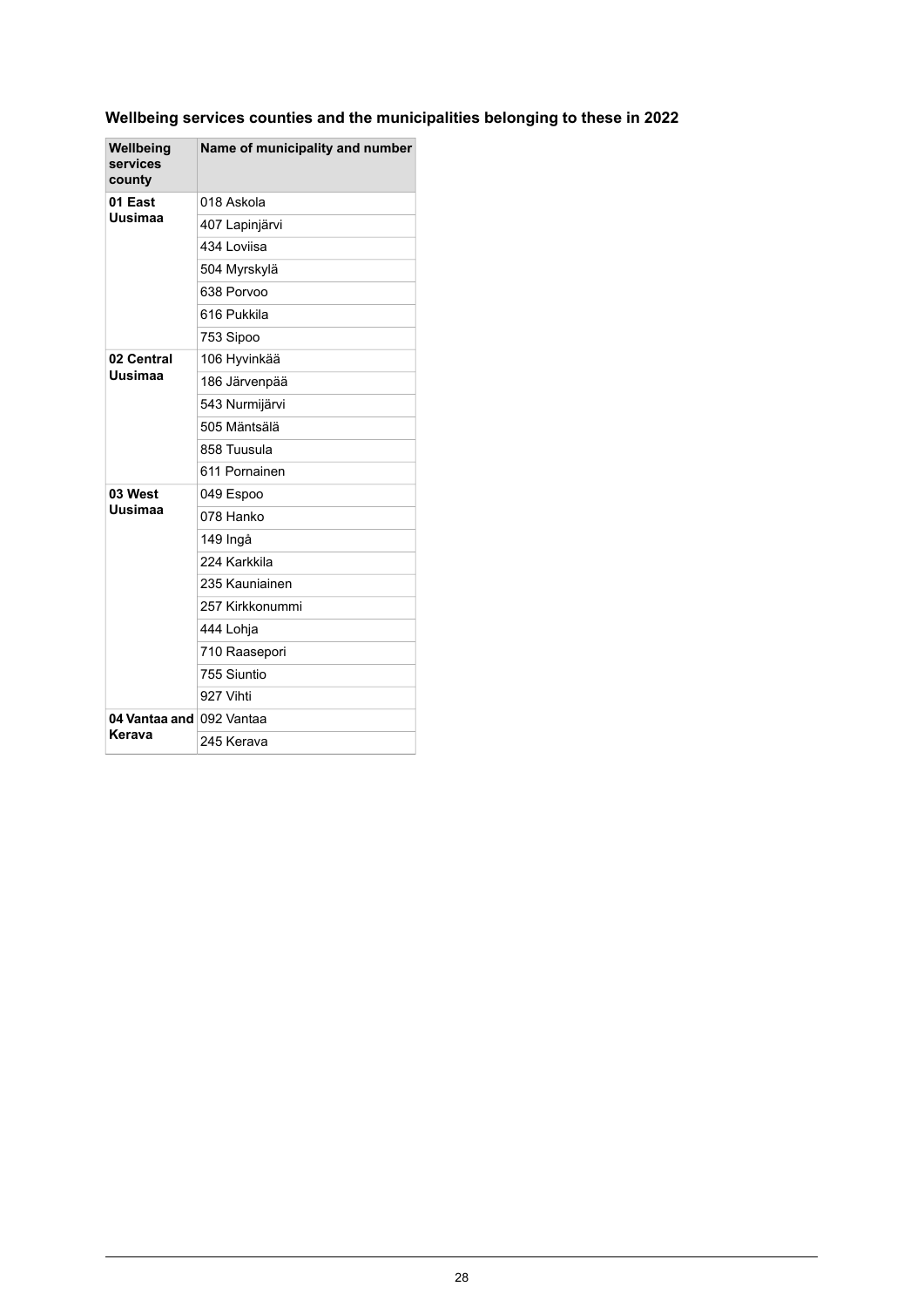**Wellbeing services counties and the municipalities belonging to these in 2022**

| Wellbeing services county | Name of municipality and number |
|---|---|
| **01 East Uusimaa** | 018 Askola |
| | 407 Lapinjärvi |
| | 434 Loviisa |
| | 504 Myrskylä |
| | 638 Porvoo |
| | 616 Pukkila |
| | 753 Sipoo |
| **02 Central Uusimaa** | 106 Hyvinkää |
| | 186 Järvenpää |
| | 543 Nurmijärvi |
| | 505 Mäntsälä |
| | 858 Tuusula |
| | 611 Pornainen |
| **03 West Uusimaa** | 049 Espoo |
| | 078 Hanko |
| | 149 Ingå |
| | 224 Karkkila |
| | 235 Kauniainen |
| | 257 Kirkkonummi |
| | 444 Lohja |
| | 710 Raasepori |
| | 755 Siuntio |
| | 927 Vihti |
| **04 Vantaa and Kerava** | 092 Vantaa |
| | 245 Kerava |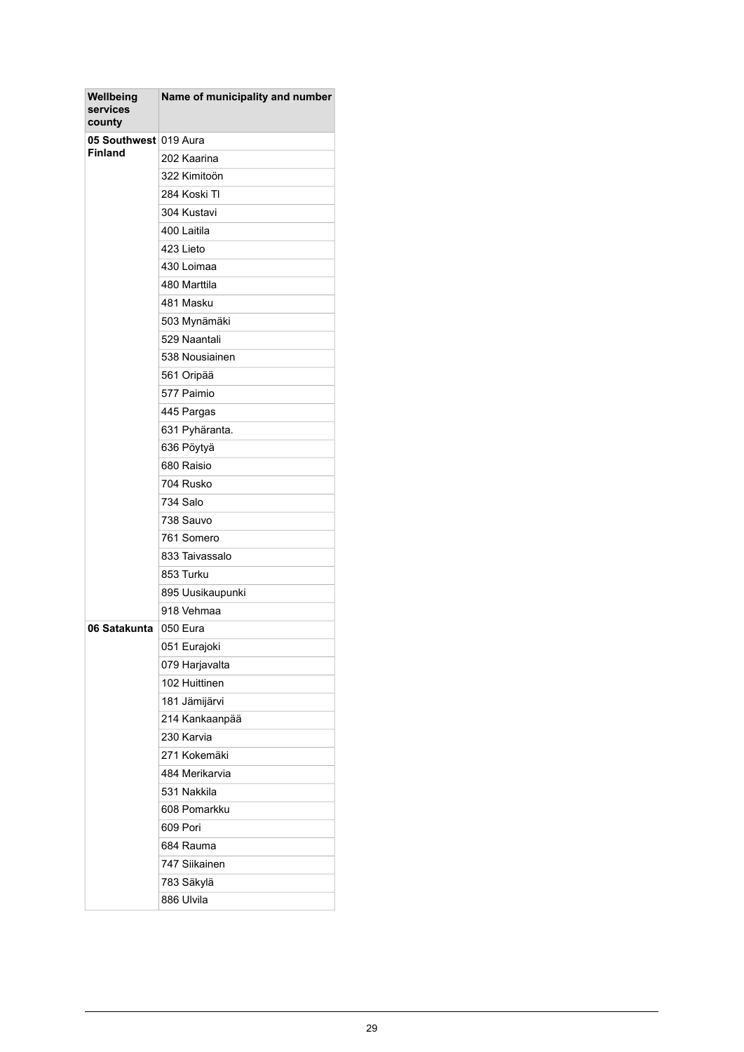| Wellbeing services county | Name of municipality and number |
|---|---|
| **05 Southwest Finland** | 019 Aura |
| | 202 Kaarina |
| | 322 Kimitoön |
| | 284 Koski Tl |
| | 304 Kustavi |
| | 400 Laitila |
| | 423 Lieto |
| | 430 Loimaa |
| | 480 Marttila |
| | 481 Masku |
| | 503 Mynämäki |
| | 529 Naantali |
| | 538 Nousiainen |
| | 561 Oripää |
| | 577 Paimio |
| | 445 Pargas |
| | 631 Pyhäranta. |
| | 636 Pöytyä |
| | 680 Raisio |
| | 704 Rusko |
| | 734 Salo |
| | 738 Sauvo |
| | 761 Somero |
| | 833 Taivassalo |
| | 853 Turku |
| | 895 Uusikaupunki |
| | 918 Vehmaa |
| **06 Satakunta** | 050 Eura |
| | 051 Eurajoki |
| | 079 Harjavalta |
| | 102 Huittinen |
| | 181 Jämijärvi |
| | 214 Kankaanpää |
| | 230 Karvia |
| | 271 Kokemäki |
| | 484 Merikarvia |
| | 531 Nakkila |
| | 608 Pomarkku |
| | 609 Pori |
| | 684 Rauma |
| | 747 Siikainen |
| | 783 Säkylä |
| | 886 Ulvila |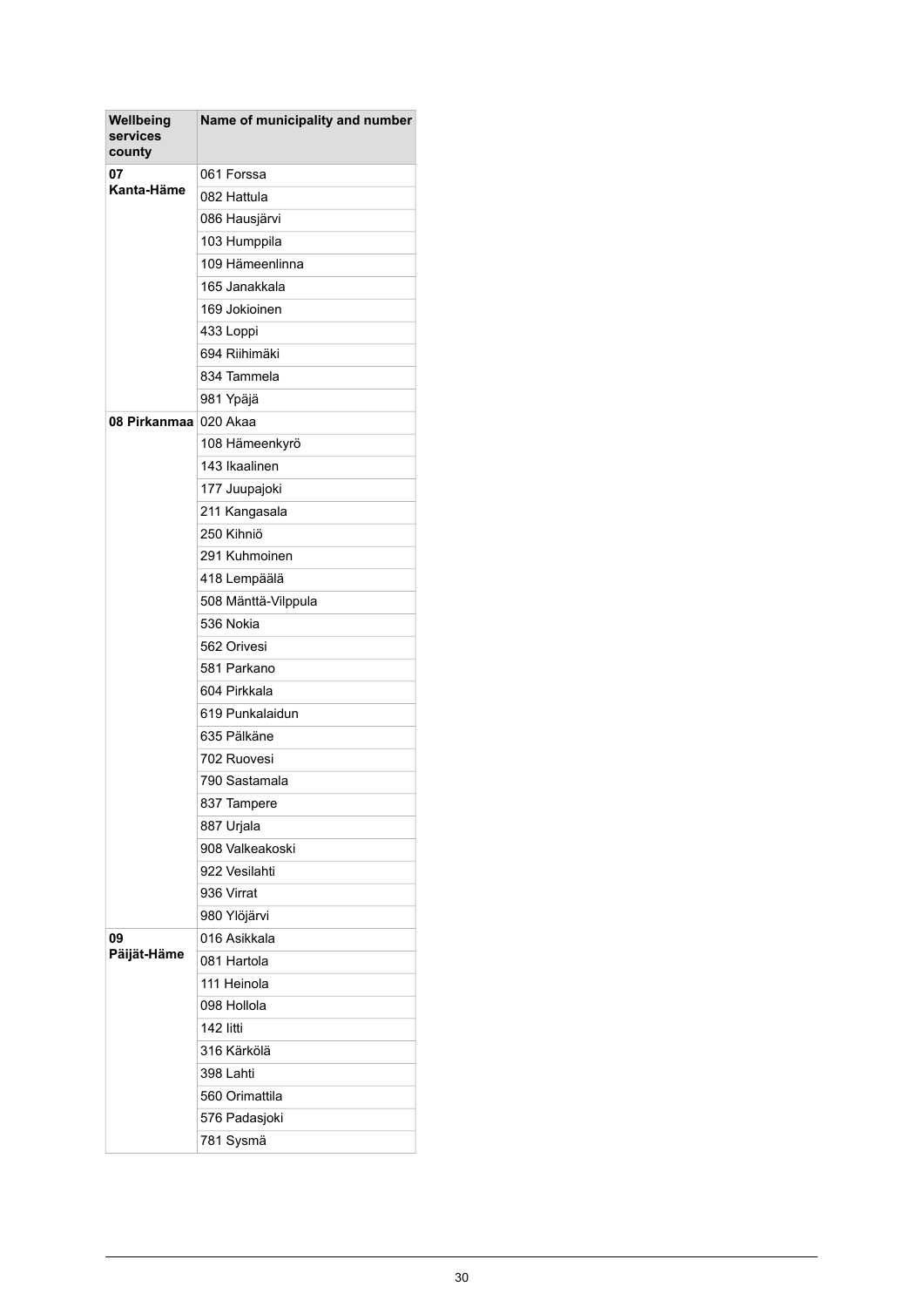| Wellbeing services county | Name of municipality and number |
|---|---|
| **07 Kanta-Häme** | 061 Forssa |
| | 082 Hattula |
| | 086 Hausjärvi |
| | 103 Humppila |
| | 109 Hämeenlinna |
| | 165 Janakkala |
| | 169 Jokioinen |
| | 433 Loppi |
| | 694 Riihimäki |
| | 834 Tammela |
| | 981 Ypäjä |
| **08 Pirkanmaa** | 020 Akaa |
| | 108 Hämeenkyrö |
| | 143 Ikaalinen |
| | 177 Juupajoki |
| | 211 Kangasala |
| | 250 Kihniö |
| | 291 Kuhmoinen |
| | 418 Lempäälä |
| | 508 Mänttä-Vilppula |
| | 536 Nokia |
| | 562 Orivesi |
| | 581 Parkano |
| | 604 Pirkkala |
| | 619 Punkalaidun |
| | 635 Pälkäne |
| | 702 Ruovesi |
| | 790 Sastamala |
| | 837 Tampere |
| | 887 Urjala |
| | 908 Valkeakoski |
| | 922 Vesilahti |
| | 936 Virrat |
| | 980 Ylöjärvi |
| **09 Päijät-Häme** | 016 Asikkala |
| | 081 Hartola |
| | 111 Heinola |
| | 098 Hollola |
| | 142 Iitti |
| | 316 Kärkölä |
| | 398 Lahti |
| | 560 Orimattila |
| | 576 Padasjoki |
| | 781 Sysmä |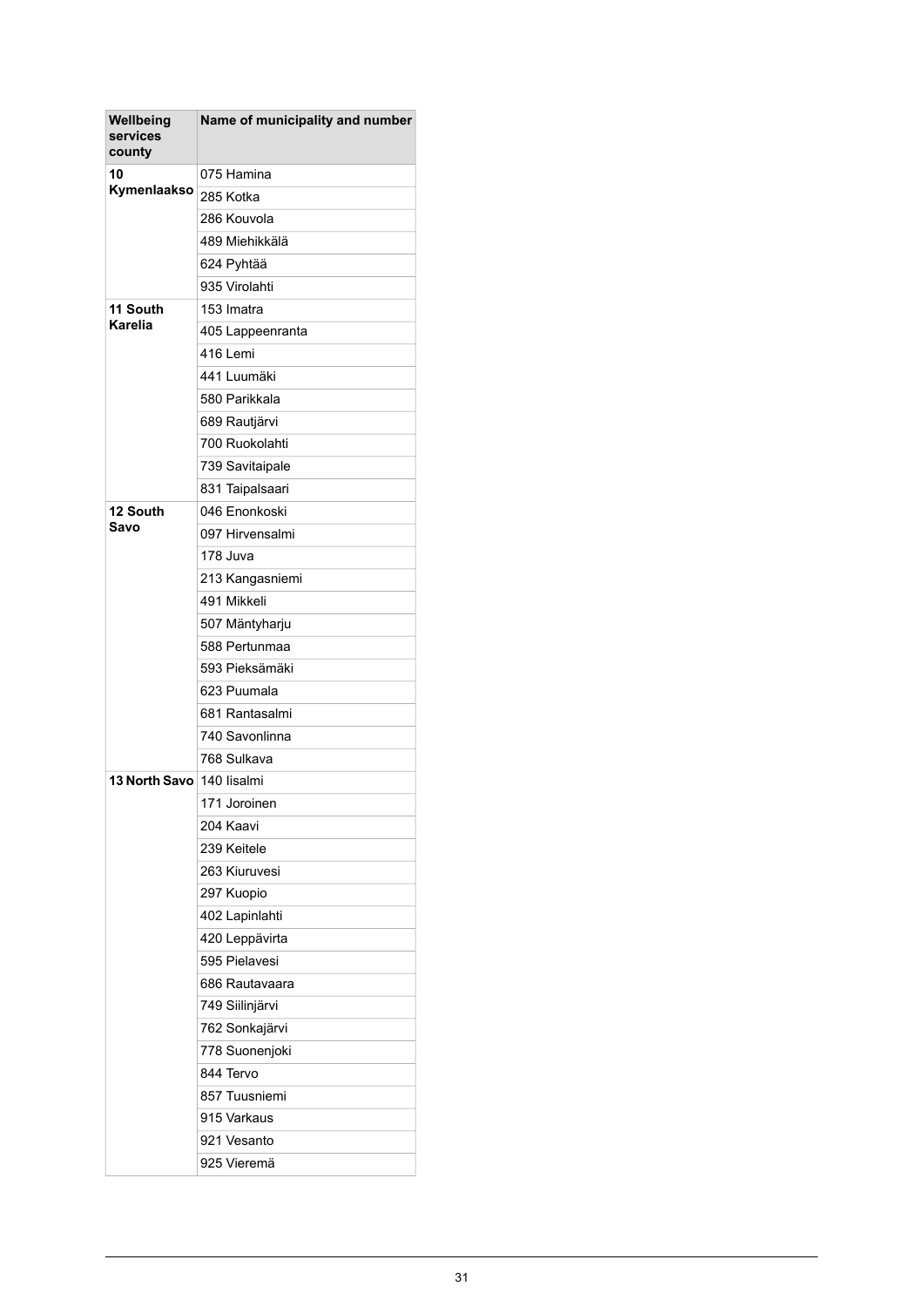| Wellbeing services county | Name of municipality and number |
| --- | --- |
| **10 Kymenlaakso** | 075 Hamina |
| | 285 Kotka |
| | 286 Kouvola |
| | 489 Miehikkälä |
| | 624 Pyhtää |
| | 935 Virolahti |
| **11 South Karelia** | 153 Imatra |
| | 405 Lappeenranta |
| | 416 Lemi |
| | 441 Luumäki |
| | 580 Parikkala |
| | 689 Rautjärvi |
| | 700 Ruokolahti |
| | 739 Savitaipale |
| | 831 Taipalsaari |
| **12 South Savo** | 046 Enonkoski |
| | 097 Hirvensalmi |
| | 178 Juva |
| | 213 Kangasniemi |
| | 491 Mikkeli |
| | 507 Mäntyharju |
| | 588 Pertunmaa |
| | 593 Pieksämäki |
| | 623 Puumala |
| | 681 Rantasalmi |
| | 740 Savonlinna |
| | 768 Sulkava |
| **13 North Savo** | 140 Iisalmi |
| | 171 Joroinen |
| | 204 Kaavi |
| | 239 Keitele |
| | 263 Kiuruvesi |
| | 297 Kuopio |
| | 402 Lapinlahti |
| | 420 Leppävirta |
| | 595 Pielavesi |
| | 686 Rautavaara |
| | 749 Siilinjärvi |
| | 762 Sonkajärvi |
| | 778 Suonenjoki |
| | 844 Tervo |
| | 857 Tuusniemi |
| | 915 Varkaus |
| | 921 Vesanto |
| | 925 Vieremä |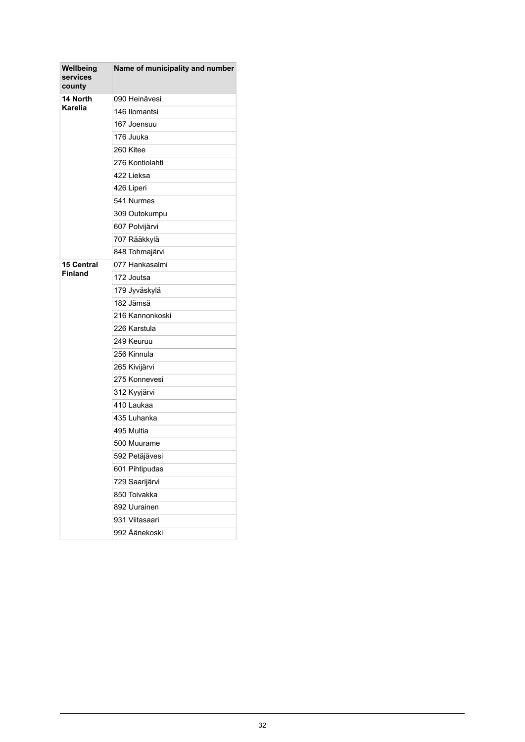| Wellbeing services county | Name of municipality and number |
|---|---|
| **14 North Karelia** | 090 Heinävesi |
| | 146 Ilomantsi |
| | 167 Joensuu |
| | 176 Juuka |
| | 260 Kitee |
| | 276 Kontiolahti |
| | 422 Lieksa |
| | 426 Liperi |
| | 541 Nurmes |
| | 309 Outokumpu |
| | 607 Polvijärvi |
| | 707 Rääkkylä |
| | 848 Tohmajärvi |
| **15 Central Finland** | 077 Hankasalmi |
| | 172 Joutsa |
| | 179 Jyväskylä |
| | 182 Jämsä |
| | 216 Kannonkoski |
| | 226 Karstula |
| | 249 Keuruu |
| | 256 Kinnula |
| | 265 Kivijärvi |
| | 275 Konnevesi |
| | 312 Kyyjärvi |
| | 410 Laukaa |
| | 435 Luhanka |
| | 495 Multia |
| | 500 Muurame |
| | 592 Petäjävesi |
| | 601 Pihtipudas |
| | 729 Saarijärvi |
| | 850 Toivakka |
| | 892 Uurainen |
| | 931 Viitasaari |
| | 992 Äänekoski |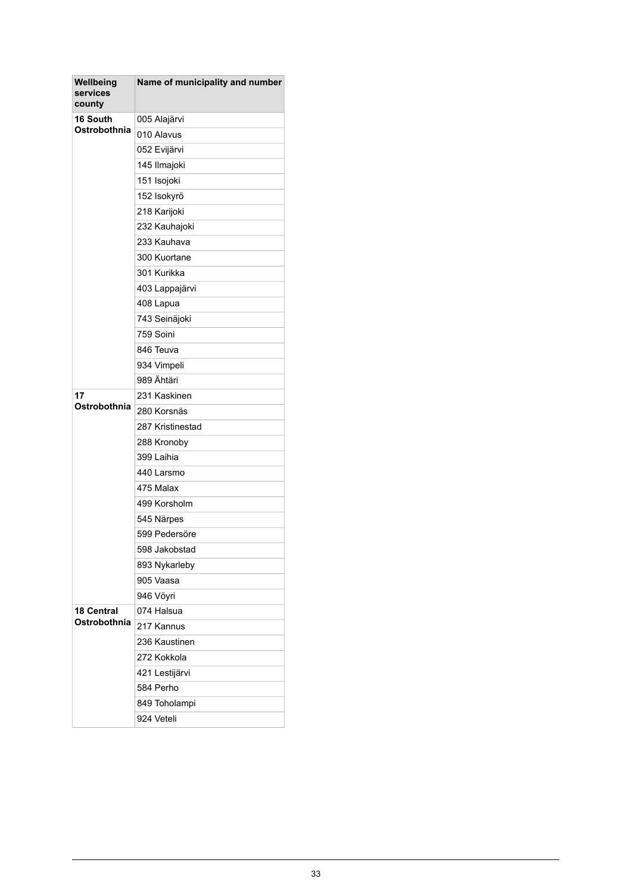| Wellbeing services county | Name of municipality and number |
|---|---|
| **16 South Ostrobothnia** | 005 Alajärvi |
| | 010 Alavus |
| | 052 Evijärvi |
| | 145 Ilmajoki |
| | 151 Isojoki |
| | 152 Isokyrö |
| | 218 Karijoki |
| | 232 Kauhajoki |
| | 233 Kauhava |
| | 300 Kuortane |
| | 301 Kurikka |
| | 403 Lappajärvi |
| | 408 Lapua |
| | 743 Seinäjoki |
| | 759 Soini |
| | 846 Teuva |
| | 934 Vimpeli |
| | 989 Ähtäri |
| **17 Ostrobothnia** | 231 Kaskinen |
| | 280 Korsnäs |
| | 287 Kristinestad |
| | 288 Kronoby |
| | 399 Laihia |
| | 440 Larsmo |
| | 475 Malax |
| | 499 Korsholm |
| | 545 Närpes |
| | 599 Pedersöre |
| | 598 Jakobstad |
| | 893 Nykarleby |
| | 905 Vaasa |
| | 946 Vöyri |
| **18 Central Ostrobothnia** | 074 Halsua |
| | 217 Kannus |
| | 236 Kaustinen |
| | 272 Kokkola |
| | 421 Lestijärvi |
| | 584 Perho |
| | 849 Toholampi |
| | 924 Veteli |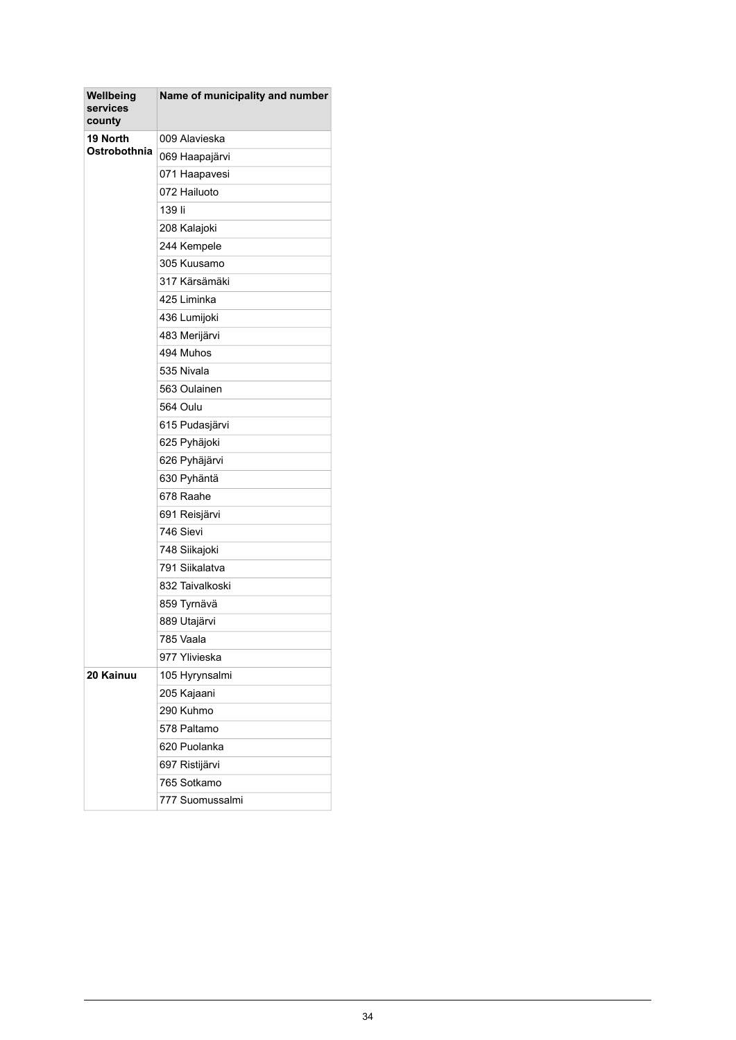| Wellbeing services county | Name of municipality and number |
| --- | --- |
| **19 North Ostrobothnia** | 009 Alavieska |
| | 069 Haapajärvi |
| | 071 Haapavesi |
| | 072 Hailuoto |
| | 139 Ii |
| | 208 Kalajoki |
| | 244 Kempele |
| | 305 Kuusamo |
| | 317 Kärsämäki |
| | 425 Liminka |
| | 436 Lumijoki |
| | 483 Merijärvi |
| | 494 Muhos |
| | 535 Nivala |
| | 563 Oulainen |
| | 564 Oulu |
| | 615 Pudasjärvi |
| | 625 Pyhäjoki |
| | 626 Pyhäjärvi |
| | 630 Pyhäntä |
| | 678 Raahe |
| | 691 Reisjärvi |
| | 746 Sievi |
| | 748 Siikajoki |
| | 791 Siikalatva |
| | 832 Taivalkoski |
| | 859 Tyrnävä |
| | 889 Utajärvi |
| | 785 Vaala |
| | 977 Ylivieska |
| **20 Kainuu** | 105 Hyrynsalmi |
| | 205 Kajaani |
| | 290 Kuhmo |
| | 578 Paltamo |
| | 620 Puolanka |
| | 697 Ristijärvi |
| | 765 Sotkamo |
| | 777 Suomussalmi |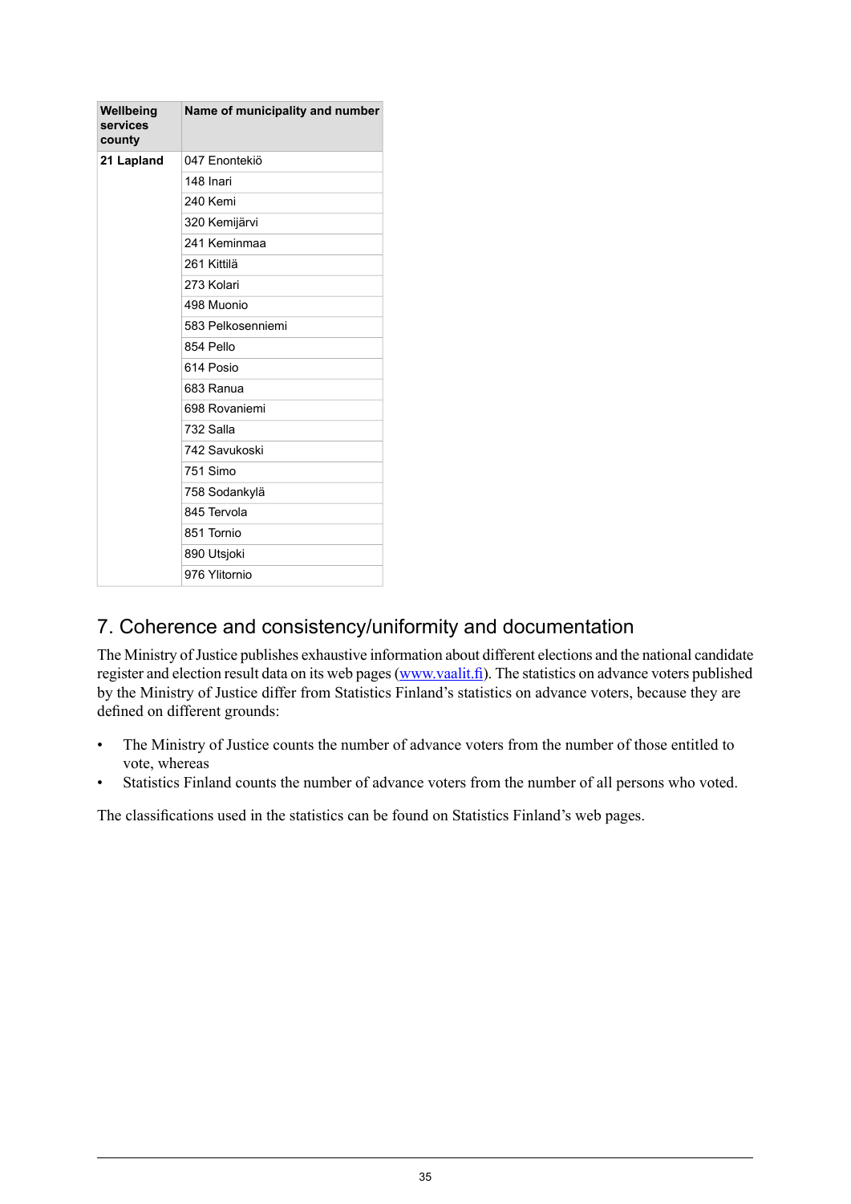| Wellbeing services county | Name of municipality and number |
| --- | --- |
| **21 Lapland** | 047 Enontekiö |
| | 148 Inari |
| | 240 Kemi |
| | 320 Kemijärvi |
| | 241 Keminmaa |
| | 261 Kittilä |
| | 273 Kolari |
| | 498 Muonio |
| | 583 Pelkosenniemi |
| | 854 Pello |
| | 614 Posio |
| | 683 Ranua |
| | 698 Rovaniemi |
| | 732 Salla |
| | 742 Savukoski |
| | 751 Simo |
| | 758 Sodankylä |
| | 845 Tervola |
| | 851 Tornio |
| | 890 Utsjoki |
| | 976 Ylitornio |

## 7. Coherence and consistency/uniformity and documentation

The Ministry of Justice publishes exhaustive information about different elections and the national candidate register and election result data on its web pages ([www.vaalit.fi](http://www.vaalit.fi)). The statistics on advance voters published by the Ministry of Justice differ from Statistics Finland's statistics on advance voters, because they are defined on different grounds:

- The Ministry of Justice counts the number of advance voters from the number of those entitled to vote, whereas
- Statistics Finland counts the number of advance voters from the number of all persons who voted.

The classifications used in the statistics can be found on Statistics Finland's web pages.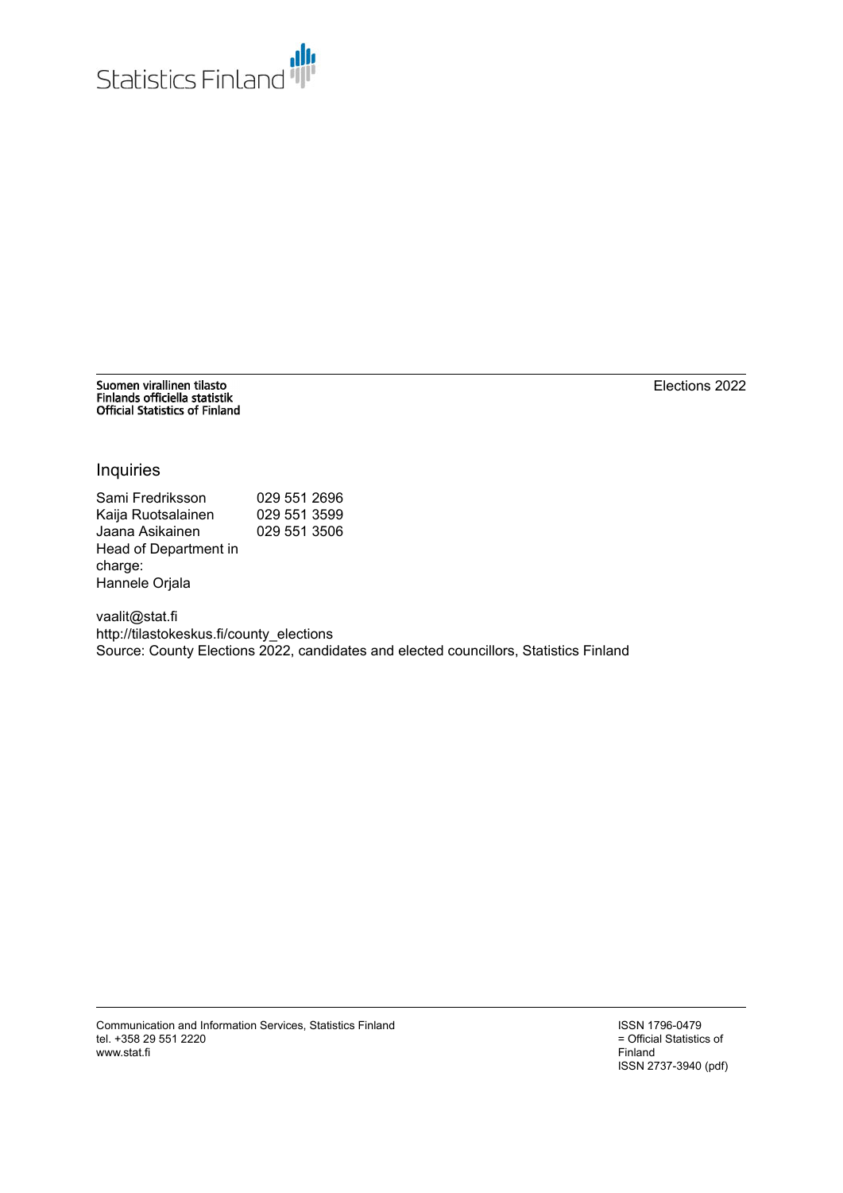Statistics Finland

Suomen virallinen tilasto
Finlands officiella statistik
Official Statistics of Finland

Elections 2022

## Inquiries

| | |
|---|---|
| Sami Fredriksson | 029 551 2696 |
| Kaija Ruotsalainen | 029 551 3599 |
| Jaana Asikainen | 029 551 3506 |
| Head of Department in charge: | |
| Hannele Orjala | |

vaalit@stat.fi
http://tilastokeskus.fi/county_elections
Source: County Elections 2022, candidates and elected councillors, Statistics Finland

Communication and Information Services, Statistics Finland
tel. +358 29 551 2220
www.stat.fi

ISSN 1796-0479
= Official Statistics of Finland
ISSN 2737-3940 (pdf)